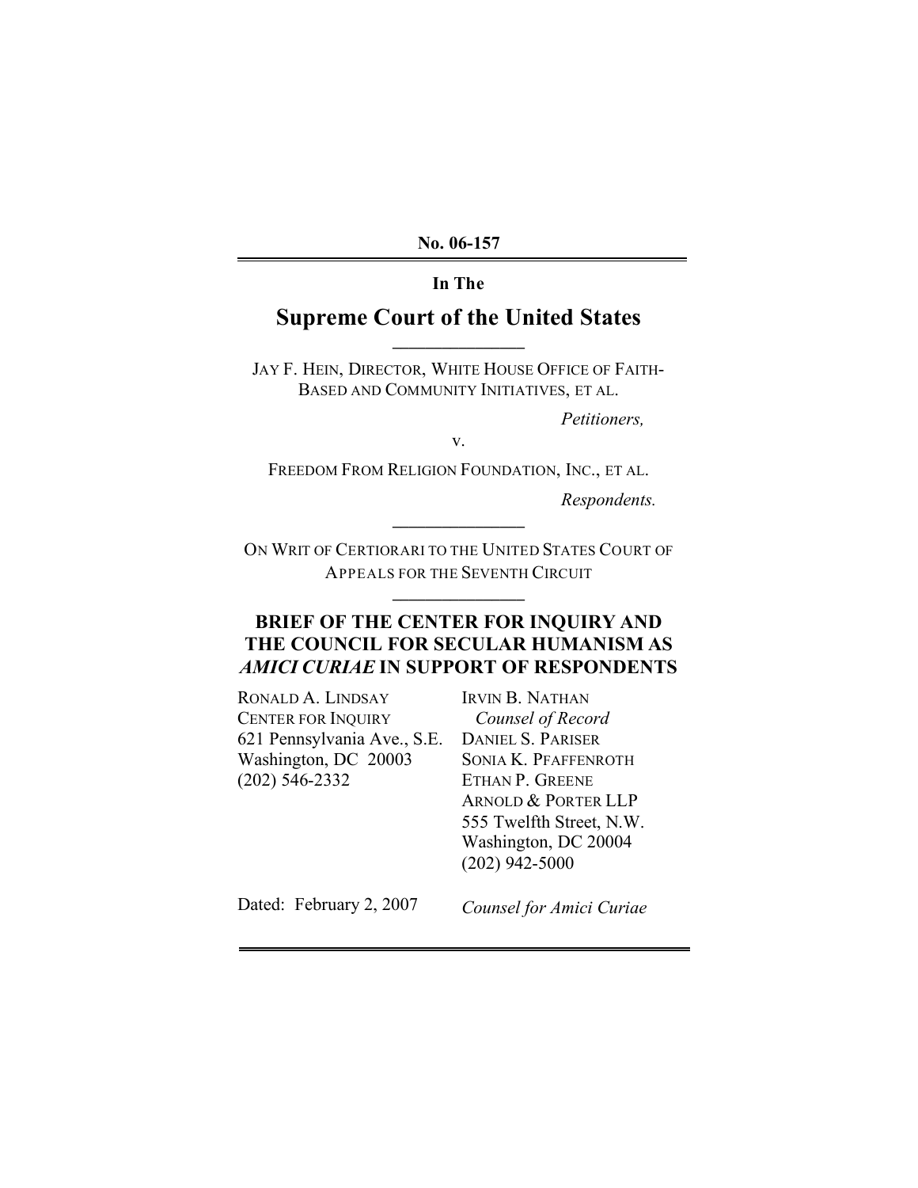**No. 06-157**

**In The**

# Supreme Court of the United States

JAY F. HEIN, DIRECTOR, WHITE HOUSE OFFICE OF FAITH-BASED AND COMMUNITY INITIATIVES, ET AL.

*Petitioners,*

v.

FREEDOM FROM RELIGION FOUNDATION, INC., ET AL.

*Respondents.*

ON WRIT OF CERTIORARI TO THE UNITED STATES COURT OF APPEALS FOR THE SEVENTH CIRCUIT

## BRIEF OF THE CENTER FOR INQUIRY AND THE COUNCIL FOR SECULAR HUMANISM AS *AMICI CURIAE* IN SUPPORT OF RESPONDENTS

RONALD A. LINDSAY
CENTER FOR INQUIRY
621 Pennsylvania Ave., S.E.
Washington, DC 20003
(202) 546-2332

IRVIN B. NATHAN
*Counsel of Record*
DANIEL S. PARISER
SONIA K. PFAFFENROTH
ETHAN P. GREENE
ARNOLD & PORTER LLP
555 Twelfth Street, N.W.
Washington, DC 20004
(202) 942-5000

Dated: February 2, 2007

*Counsel for Amici Curiae*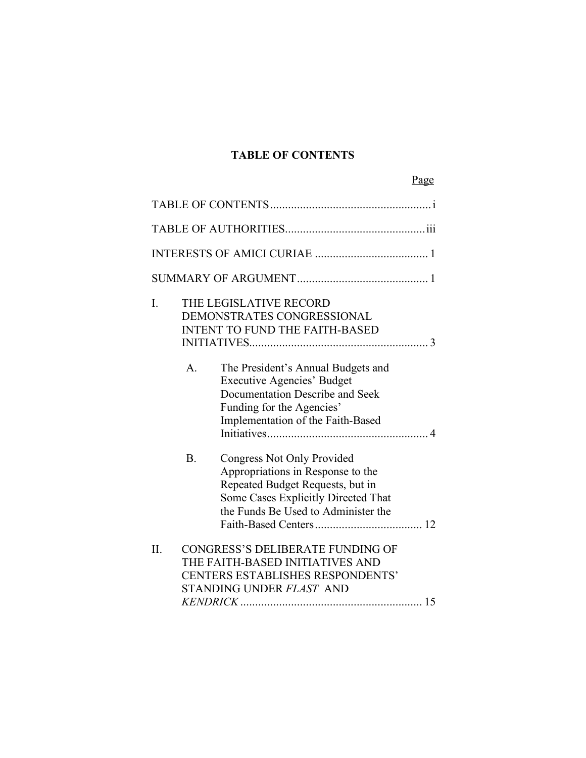# TABLE OF CONTENTS

| | Page |
|---|---|
| TABLE OF CONTENTS | i |
| TABLE OF AUTHORITIES | iii |
| INTERESTS OF AMICI CURIAE | 1 |
| SUMMARY OF ARGUMENT | 1 |
| I. THE LEGISLATIVE RECORD DEMONSTRATES CONGRESSIONAL INTENT TO FUND THE FAITH-BASED INITIATIVES | 3 |
| A. The President's Annual Budgets and Executive Agencies' Budget Documentation Describe and Seek Funding for the Agencies' Implementation of the Faith-Based Initiatives | 4 |
| B. Congress Not Only Provided Appropriations in Response to the Repeated Budget Requests, but in Some Cases Explicitly Directed That the Funds Be Used to Administer the Faith-Based Centers | 12 |
| II. CONGRESS'S DELIBERATE FUNDING OF THE FAITH-BASED INITIATIVES AND CENTERS ESTABLISHES RESPONDENTS' STANDING UNDER *FLAST* AND *KENDRICK* | 15 |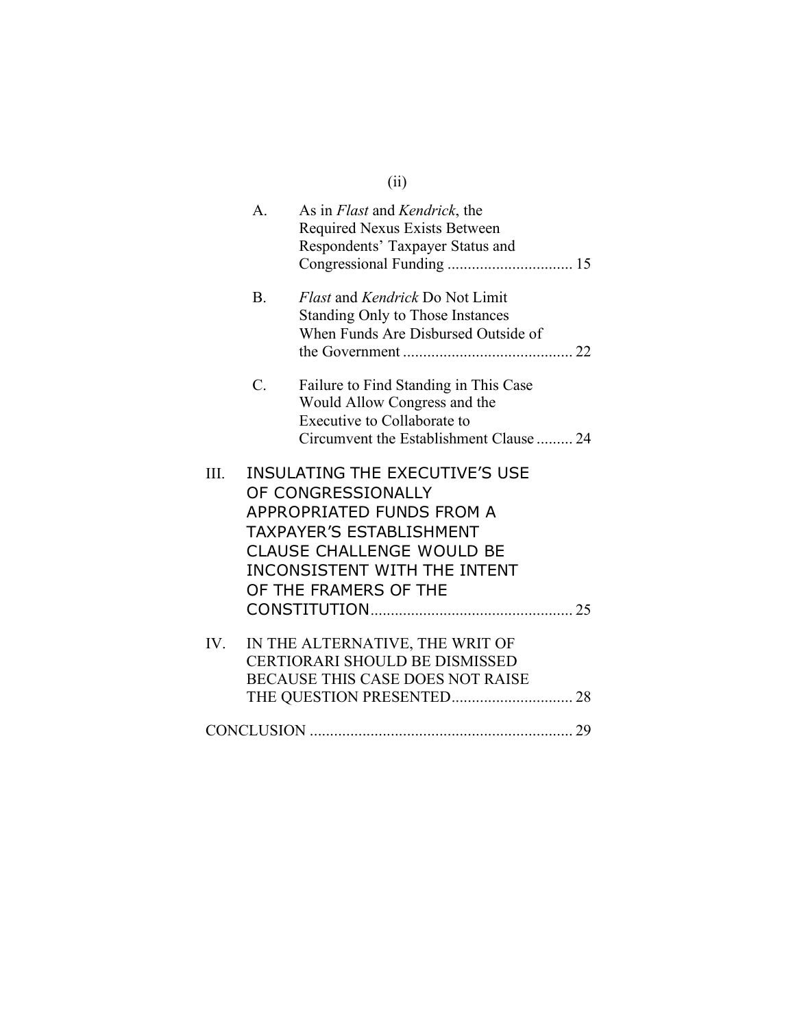A. As in *Flast* and *Kendrick*, the Required Nexus Exists Between Respondents' Taxpayer Status and Congressional Funding ............................... 15

B. *Flast* and *Kendrick* Do Not Limit Standing Only to Those Instances When Funds Are Disbursed Outside of the Government .......................................... 22

C. Failure to Find Standing in This Case Would Allow Congress and the Executive to Collaborate to Circumvent the Establishment Clause ......... 24

III. INSULATING THE EXECUTIVE'S USE OF CONGRESSIONALLY APPROPRIATED FUNDS FROM A TAXPAYER'S ESTABLISHMENT CLAUSE CHALLENGE WOULD BE INCONSISTENT WITH THE INTENT OF THE FRAMERS OF THE CONSTITUTION.................................................. 25

IV. IN THE ALTERNATIVE, THE WRIT OF CERTIORARI SHOULD BE DISMISSED BECAUSE THIS CASE DOES NOT RAISE THE QUESTION PRESENTED.............................. 28

CONCLUSION ................................................................ 29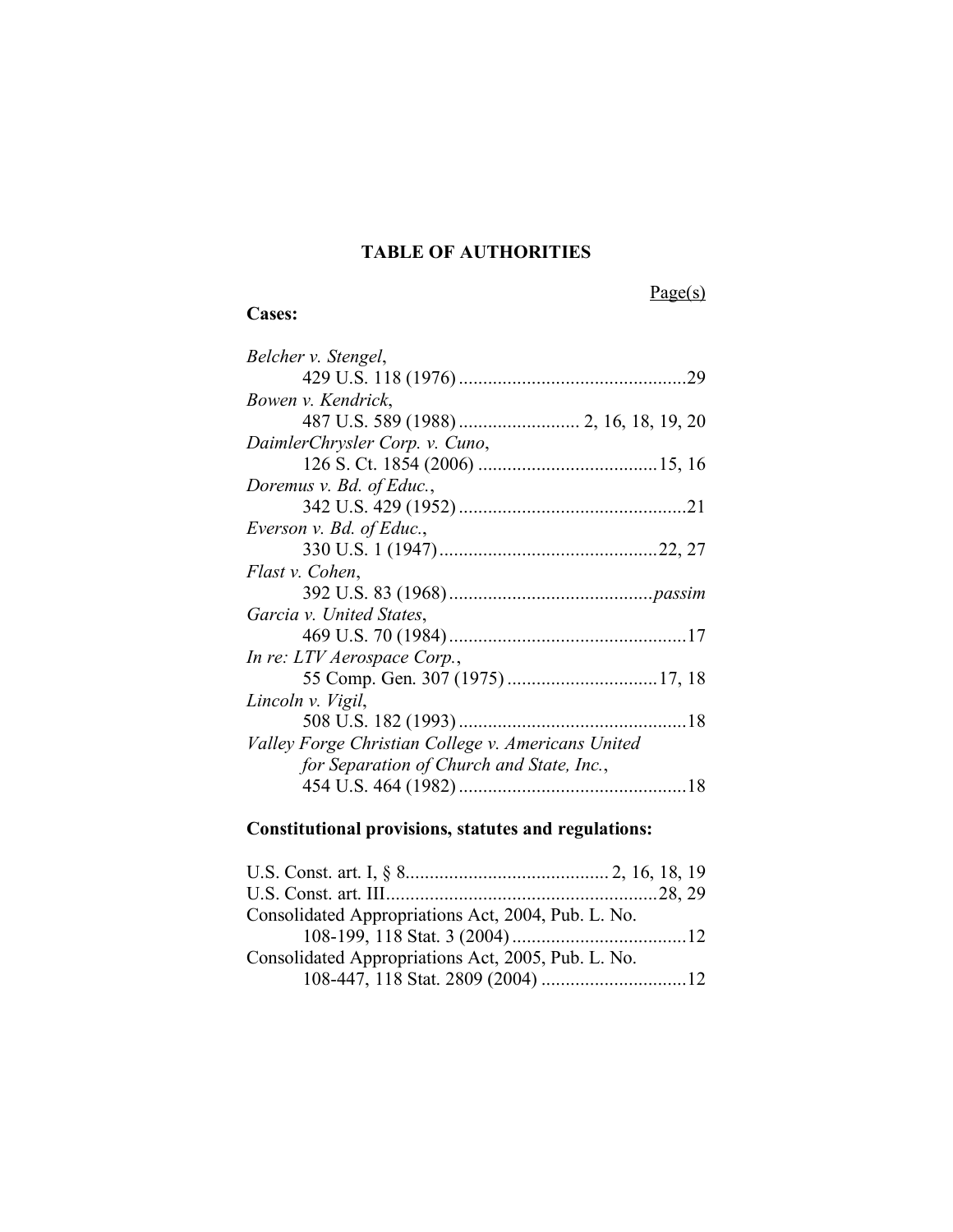# TABLE OF AUTHORITIES

Page(s)

**Cases:**

*Belcher v. Stengel*,
429 U.S. 118 (1976) ...............................................29

*Bowen v. Kendrick*,
487 U.S. 589 (1988) ......................... 2, 16, 18, 19, 20

*DaimlerChrysler Corp. v. Cuno*,
126 S. Ct. 1854 (2006) .....................................15, 16

*Doremus v. Bd. of Educ.*,
342 U.S. 429 (1952) ...............................................21

*Everson v. Bd. of Educ.*,
330 U.S. 1 (1947).............................................22, 27

*Flast v. Cohen*,
392 U.S. 83 (1968)..........................................*passim*

*Garcia v. United States*,
469 U.S. 70 (1984).................................................17

*In re: LTV Aerospace Corp.*,
55 Comp. Gen. 307 (1975) ...............................17, 18

*Lincoln v. Vigil*,
508 U.S. 182 (1993) ...............................................18

*Valley Forge Christian College v. Americans United for Separation of Church and State, Inc.*,
454 U.S. 464 (1982) ...............................................18

**Constitutional provisions, statutes and regulations:**

U.S. Const. art. I, § 8.......................................... 2, 16, 18, 19

U.S. Const. art. III........................................................28, 29

Consolidated Appropriations Act, 2004, Pub. L. No. 108-199, 118 Stat. 3 (2004) ....................................12

Consolidated Appropriations Act, 2005, Pub. L. No. 108-447, 118 Stat. 2809 (2004) ..............................12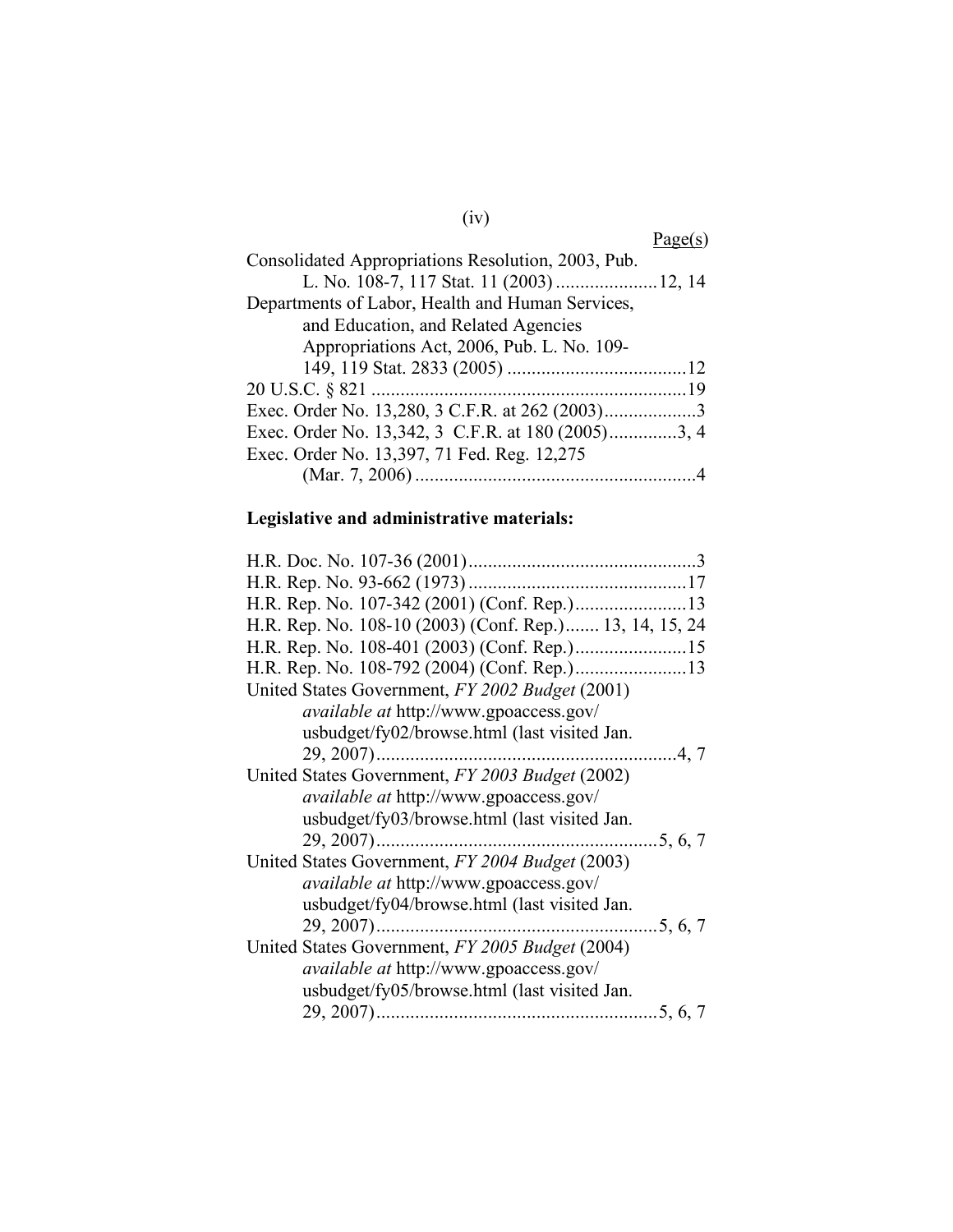Page(s)

Consolidated Appropriations Resolution, 2003, Pub. L. No. 108-7, 117 Stat. 11 (2003) ..................... 12, 14

Departments of Labor, Health and Human Services, and Education, and Related Agencies Appropriations Act, 2006, Pub. L. No. 109-149, 119 Stat. 2833 (2005) ..................................... 12

20 U.S.C. § 821 ................................................................ 19

Exec. Order No. 13,280, 3 C.F.R. at 262 (2003) .................. 3

Exec. Order No. 13,342, 3 C.F.R. at 180 (2005) ............. 3, 4

Exec. Order No. 13,397, 71 Fed. Reg. 12,275 (Mar. 7, 2006) .......................................................... 4

**Legislative and administrative materials:**

H.R. Doc. No. 107-36 (2001) ............................................... 3

H.R. Rep. No. 93-662 (1973) ............................................. 17

H.R. Rep. No. 107-342 (2001) (Conf. Rep.) ....................... 13

H.R. Rep. No. 108-10 (2003) (Conf. Rep.) ....... 13, 14, 15, 24

H.R. Rep. No. 108-401 (2003) (Conf. Rep.) ....................... 15

H.R. Rep. No. 108-792 (2004) (Conf. Rep.) ....................... 13

United States Government, *FY 2002 Budget* (2001) *available at* http://www.gpoaccess.gov/usbudget/fy02/browse.html (last visited Jan. 29, 2007) .............................................................. 4, 7

United States Government, *FY 2003 Budget* (2002) *available at* http://www.gpoaccess.gov/usbudget/fy03/browse.html (last visited Jan. 29, 2007) ......................................................... 5, 6, 7

United States Government, *FY 2004 Budget* (2003) *available at* http://www.gpoaccess.gov/usbudget/fy04/browse.html (last visited Jan. 29, 2007) ......................................................... 5, 6, 7

United States Government, *FY 2005 Budget* (2004) *available at* http://www.gpoaccess.gov/usbudget/fy05/browse.html (last visited Jan. 29, 2007) ......................................................... 5, 6, 7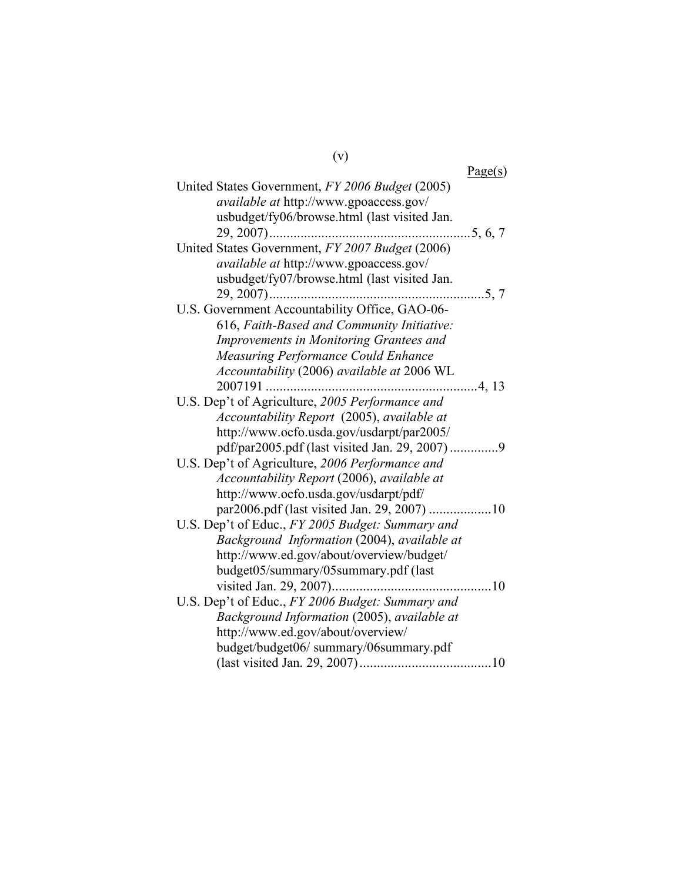Page(s)

United States Government, *FY 2006 Budget* (2005) *available at* http://www.gpoaccess.gov/usbudget/fy06/browse.html (last visited Jan. 29, 2007)....5, 6, 7

United States Government, *FY 2007 Budget* (2006) *available at* http://www.gpoaccess.gov/usbudget/fy07/browse.html (last visited Jan. 29, 2007)....5, 7

U.S. Government Accountability Office, GAO-06-616, *Faith-Based and Community Initiative: Improvements in Monitoring Grantees and Measuring Performance Could Enhance Accountability* (2006) *available at* 2006 WL 2007191 ....4, 13

U.S. Dep't of Agriculture, *2005 Performance and Accountability Report* (2005), *available at* http://www.ocfo.usda.gov/usdarpt/par2005/pdf/par2005.pdf (last visited Jan. 29, 2007) ....9

U.S. Dep't of Agriculture, *2006 Performance and Accountability Report* (2006), *available at* http://www.ocfo.usda.gov/usdarpt/pdf/par2006.pdf (last visited Jan. 29, 2007) ....10

U.S. Dep't of Educ., *FY 2005 Budget: Summary and Background Information* (2004), *available at* http://www.ed.gov/about/overview/budget/budget05/summary/05summary.pdf (last visited Jan. 29, 2007)....10

U.S. Dep't of Educ., *FY 2006 Budget: Summary and Background Information* (2005), *available at* http://www.ed.gov/about/overview/budget/budget06/ summary/06summary.pdf (last visited Jan. 29, 2007) ....10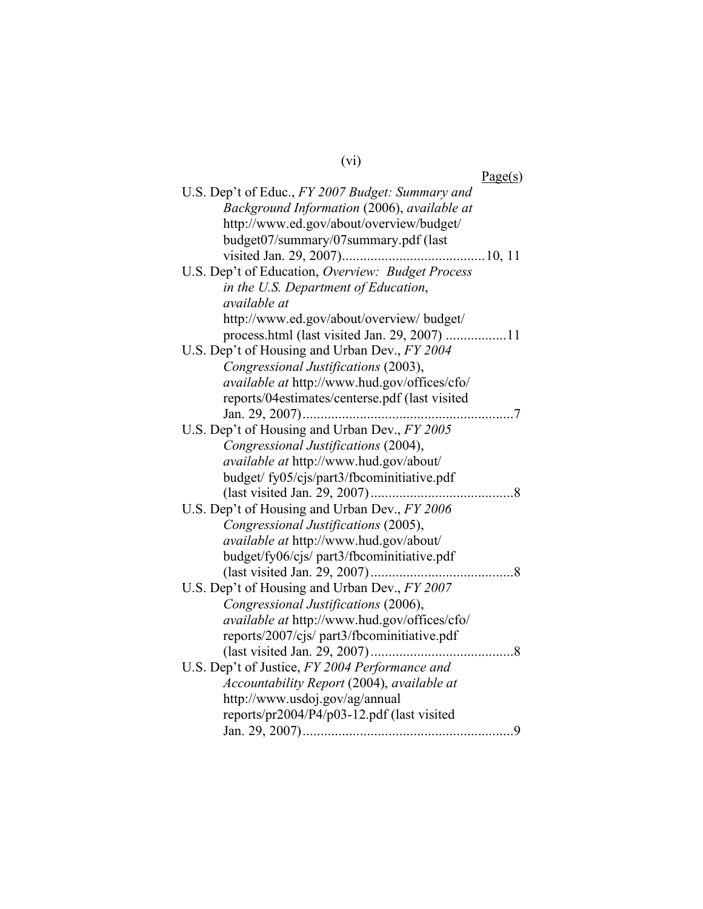Page(s)

U.S. Dep't of Educ., *FY 2007 Budget: Summary and Background Information* (2006), *available at* http://www.ed.gov/about/overview/budget/budget07/summary/07summary.pdf (last visited Jan. 29, 2007)........................................10, 11

U.S. Dep't of Education, *Overview: Budget Process in the U.S. Department of Education*, *available at* http://www.ed.gov/about/overview/ budget/process.html (last visited Jan. 29, 2007) .................11

U.S. Dep't of Housing and Urban Dev., *FY 2004 Congressional Justifications* (2003), *available at* http://www.hud.gov/offices/cfo/reports/04estimates/centerse.pdf (last visited Jan. 29, 2007)...........................................................7

U.S. Dep't of Housing and Urban Dev., *FY 2005 Congressional Justifications* (2004), *available at* http://www.hud.gov/about/budget/ fy05/cjs/part3/fbcominitiative.pdf (last visited Jan. 29, 2007)........................................8

U.S. Dep't of Housing and Urban Dev., *FY 2006 Congressional Justifications* (2005), *available at* http://www.hud.gov/about/budget/fy06/cjs/ part3/fbcominitiative.pdf (last visited Jan. 29, 2007)........................................8

U.S. Dep't of Housing and Urban Dev., *FY 2007 Congressional Justifications* (2006), *available at* http://www.hud.gov/offices/cfo/reports/2007/cjs/ part3/fbcominitiative.pdf (last visited Jan. 29, 2007)........................................8

U.S. Dep't of Justice, *FY 2004 Performance and Accountability Report* (2004), *available at* http://www.usdoj.gov/ag/annual reports/pr2004/P4/p03-12.pdf (last visited Jan. 29, 2007)...........................................................9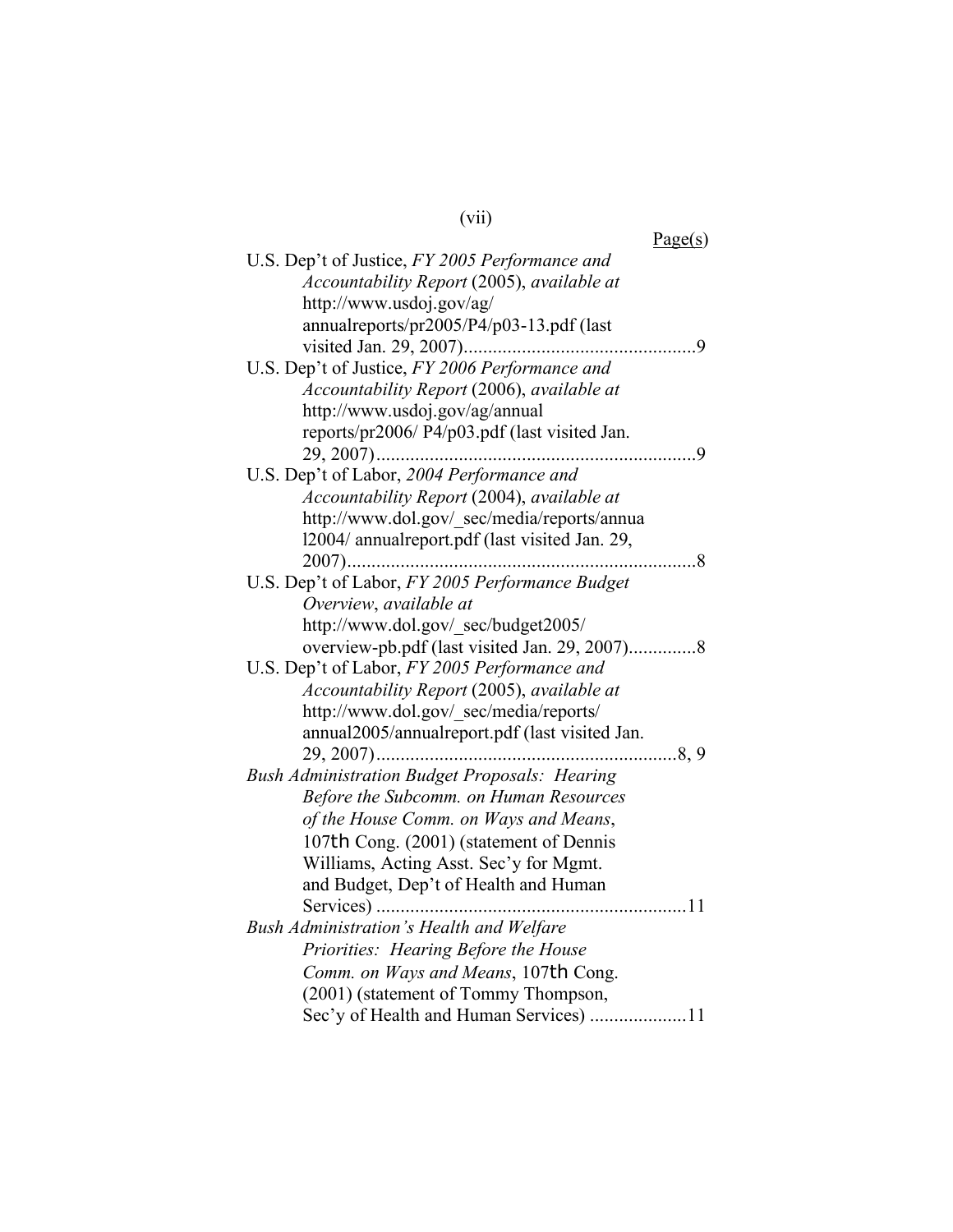Page(s)

U.S. Dep't of Justice, *FY 2005 Performance and Accountability Report* (2005), *available at* http://www.usdoj.gov/ag/ annualreports/pr2005/P4/p03-13.pdf (last visited Jan. 29, 2007)................................................9

U.S. Dep't of Justice, *FY 2006 Performance and Accountability Report* (2006), *available at* http://www.usdoj.gov/ag/annual reports/pr2006/ P4/p03.pdf (last visited Jan. 29, 2007).................................................................9

U.S. Dep't of Labor, *2004 Performance and Accountability Report* (2004), *available at* http://www.dol.gov/_sec/media/reports/annua l2004/ annualreport.pdf (last visited Jan. 29, 2007).......................................................................8

U.S. Dep't of Labor, *FY 2005 Performance Budget Overview*, *available at* http://www.dol.gov/_sec/budget2005/ overview-pb.pdf (last visited Jan. 29, 2007)..............8

U.S. Dep't of Labor, *FY 2005 Performance and Accountability Report* (2005), *available at* http://www.dol.gov/_sec/media/reports/ annual2005/annualreport.pdf (last visited Jan. 29, 2007).............................................................8, 9

*Bush Administration Budget Proposals: Hearing Before the Subcomm. on Human Resources of the House Comm. on Ways and Means*, 107th Cong. (2001) (statement of Dennis Williams, Acting Asst. Sec'y for Mgmt. and Budget, Dep't of Health and Human Services) ...............................................................11

*Bush Administration's Health and Welfare Priorities: Hearing Before the House Comm. on Ways and Means*, 107th Cong. (2001) (statement of Tommy Thompson, Sec'y of Health and Human Services) ....................11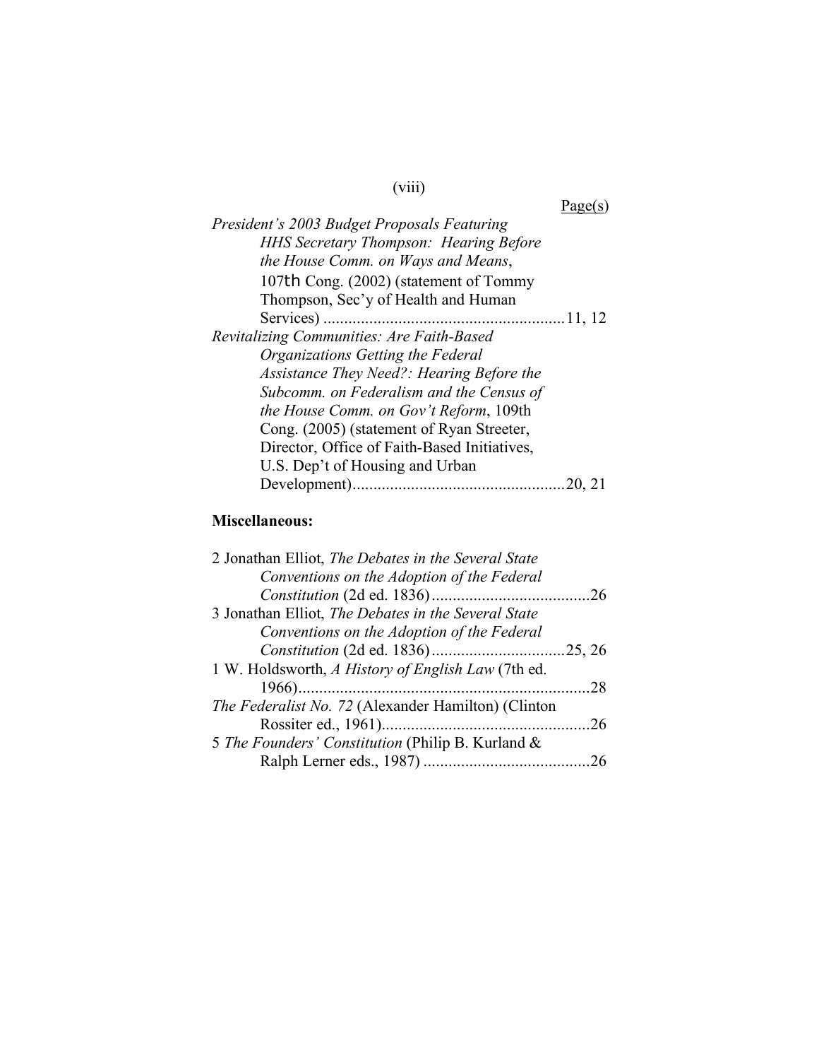Page(s)

*President's 2003 Budget Proposals Featuring HHS Secretary Thompson: Hearing Before the House Comm. on Ways and Means*, 107th Cong. (2002) (statement of Tommy Thompson, Sec'y of Health and Human Services) ........................................................11, 12

*Revitalizing Communities: Are Faith-Based Organizations Getting the Federal Assistance They Need?: Hearing Before the Subcomm. on Federalism and the Census of the House Comm. on Gov't Reform*, 109th Cong. (2005) (statement of Ryan Streeter, Director, Office of Faith-Based Initiatives, U.S. Dep't of Housing and Urban Development)..................................................20, 21

**Miscellaneous:**

2 Jonathan Elliot, *The Debates in the Several State Conventions on the Adoption of the Federal Constitution* (2d ed. 1836).....................................26

3 Jonathan Elliot, *The Debates in the Several State Conventions on the Adoption of the Federal Constitution* (2d ed. 1836)...............................25, 26

1 W. Holdsworth, *A History of English Law* (7th ed. 1966).....................................................................28

*The Federalist No. 72* (Alexander Hamilton) (Clinton Rossiter ed., 1961).................................................26

5 *The Founders' Constitution* (Philip B. Kurland & Ralph Lerner eds., 1987) .......................................26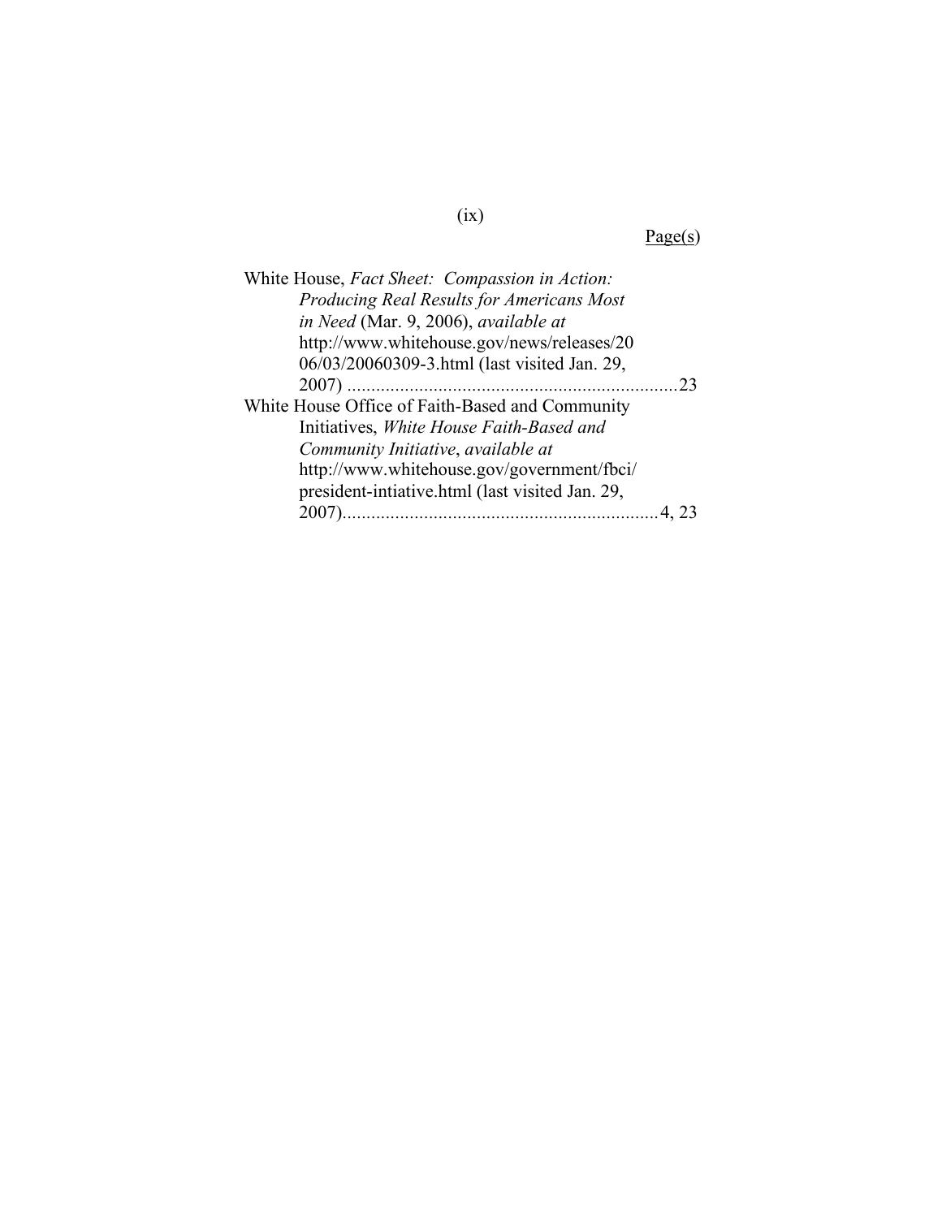Page(s)

White House, *Fact Sheet: Compassion in Action: Producing Real Results for Americans Most in Need* (Mar. 9, 2006), *available at* http://www.whitehouse.gov/news/releases/2006/03/20060309-3.html (last visited Jan. 29, 2007) ....................................................................23

White House Office of Faith-Based and Community Initiatives, *White House Faith-Based and Community Initiative*, *available at* http://www.whitehouse.gov/government/fbci/president-intiative.html (last visited Jan. 29, 2007)..................................................................4, 23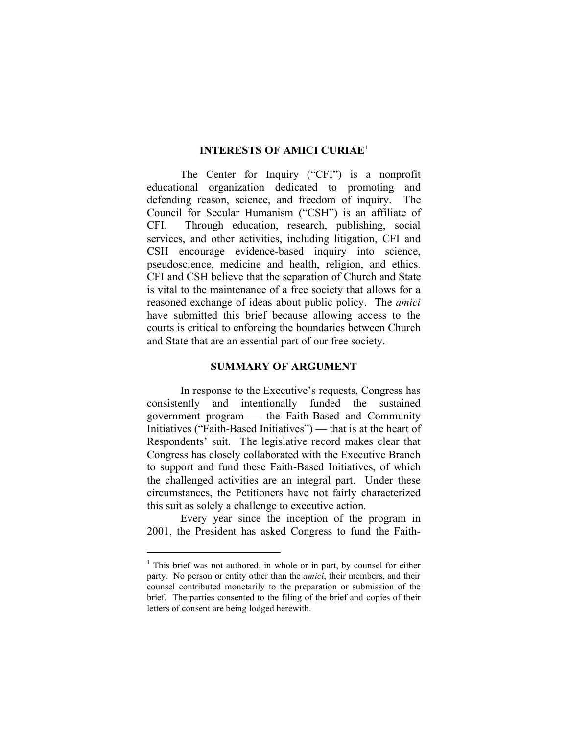## INTERESTS OF AMICI CURIAE[1]

The Center for Inquiry ("CFI") is a nonprofit educational organization dedicated to promoting and defending reason, science, and freedom of inquiry. The Council for Secular Humanism ("CSH") is an affiliate of CFI. Through education, research, publishing, social services, and other activities, including litigation, CFI and CSH encourage evidence-based inquiry into science, pseudoscience, medicine and health, religion, and ethics. CFI and CSH believe that the separation of Church and State is vital to the maintenance of a free society that allows for a reasoned exchange of ideas about public policy. The *amici* have submitted this brief because allowing access to the courts is critical to enforcing the boundaries between Church and State that are an essential part of our free society.

## SUMMARY OF ARGUMENT

In response to the Executive's requests, Congress has consistently and intentionally funded the sustained government program — the Faith-Based and Community Initiatives ("Faith-Based Initiatives") — that is at the heart of Respondents' suit. The legislative record makes clear that Congress has closely collaborated with the Executive Branch to support and fund these Faith-Based Initiatives, of which the challenged activities are an integral part. Under these circumstances, the Petitioners have not fairly characterized this suit as solely a challenge to executive action.

Every year since the inception of the program in 2001, the President has asked Congress to fund the Faith-

[1] This brief was not authored, in whole or in part, by counsel for either party. No person or entity other than the *amici*, their members, and their counsel contributed monetarily to the preparation or submission of the brief. The parties consented to the filing of the brief and copies of their letters of consent are being lodged herewith.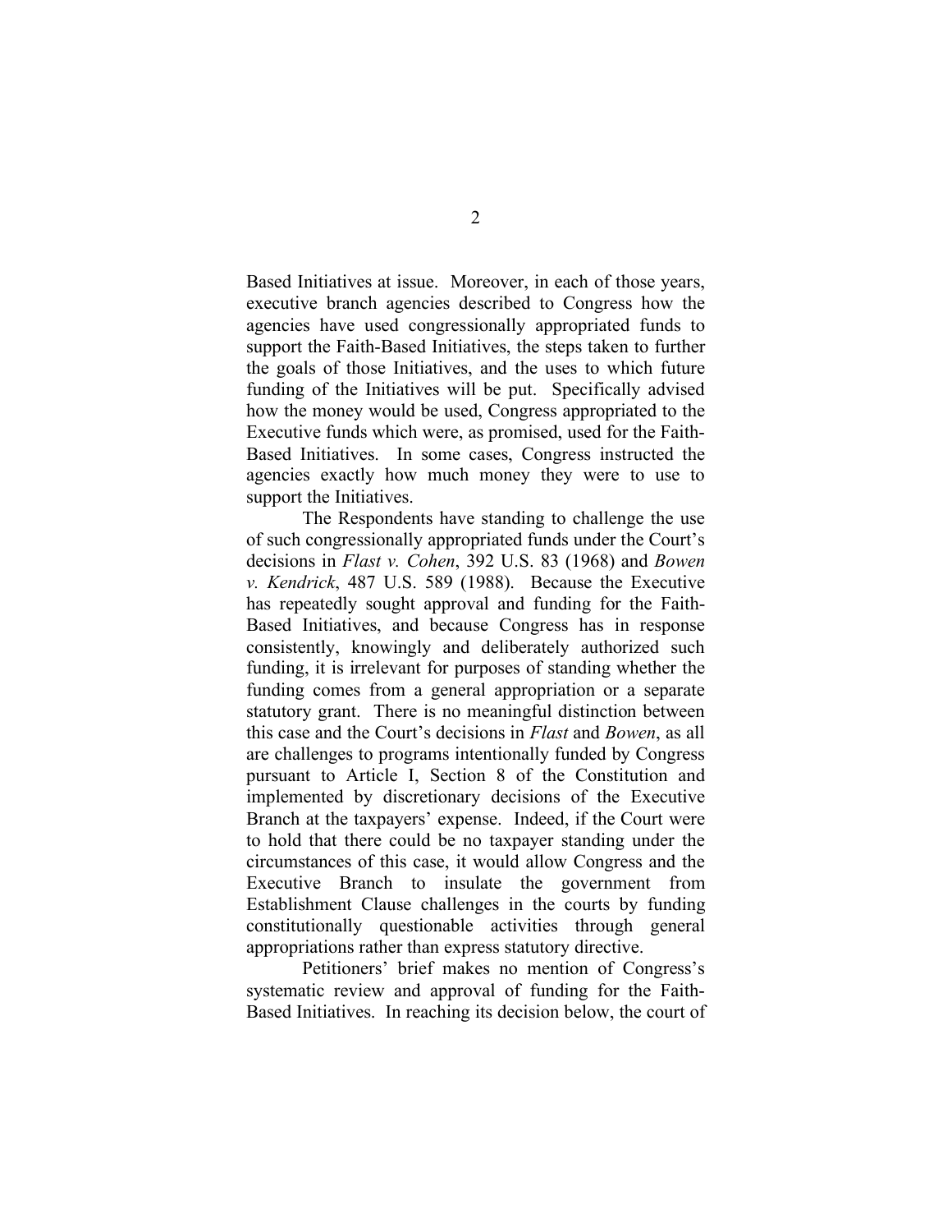Based Initiatives at issue. Moreover, in each of those years, executive branch agencies described to Congress how the agencies have used congressionally appropriated funds to support the Faith-Based Initiatives, the steps taken to further the goals of those Initiatives, and the uses to which future funding of the Initiatives will be put. Specifically advised how the money would be used, Congress appropriated to the Executive funds which were, as promised, used for the Faith-Based Initiatives. In some cases, Congress instructed the agencies exactly how much money they were to use to support the Initiatives.

The Respondents have standing to challenge the use of such congressionally appropriated funds under the Court's decisions in *Flast v. Cohen*, 392 U.S. 83 (1968) and *Bowen v. Kendrick*, 487 U.S. 589 (1988). Because the Executive has repeatedly sought approval and funding for the Faith-Based Initiatives, and because Congress has in response consistently, knowingly and deliberately authorized such funding, it is irrelevant for purposes of standing whether the funding comes from a general appropriation or a separate statutory grant. There is no meaningful distinction between this case and the Court's decisions in *Flast* and *Bowen*, as all are challenges to programs intentionally funded by Congress pursuant to Article I, Section 8 of the Constitution and implemented by discretionary decisions of the Executive Branch at the taxpayers' expense. Indeed, if the Court were to hold that there could be no taxpayer standing under the circumstances of this case, it would allow Congress and the Executive Branch to insulate the government from Establishment Clause challenges in the courts by funding constitutionally questionable activities through general appropriations rather than express statutory directive.

Petitioners' brief makes no mention of Congress's systematic review and approval of funding for the Faith-Based Initiatives. In reaching its decision below, the court of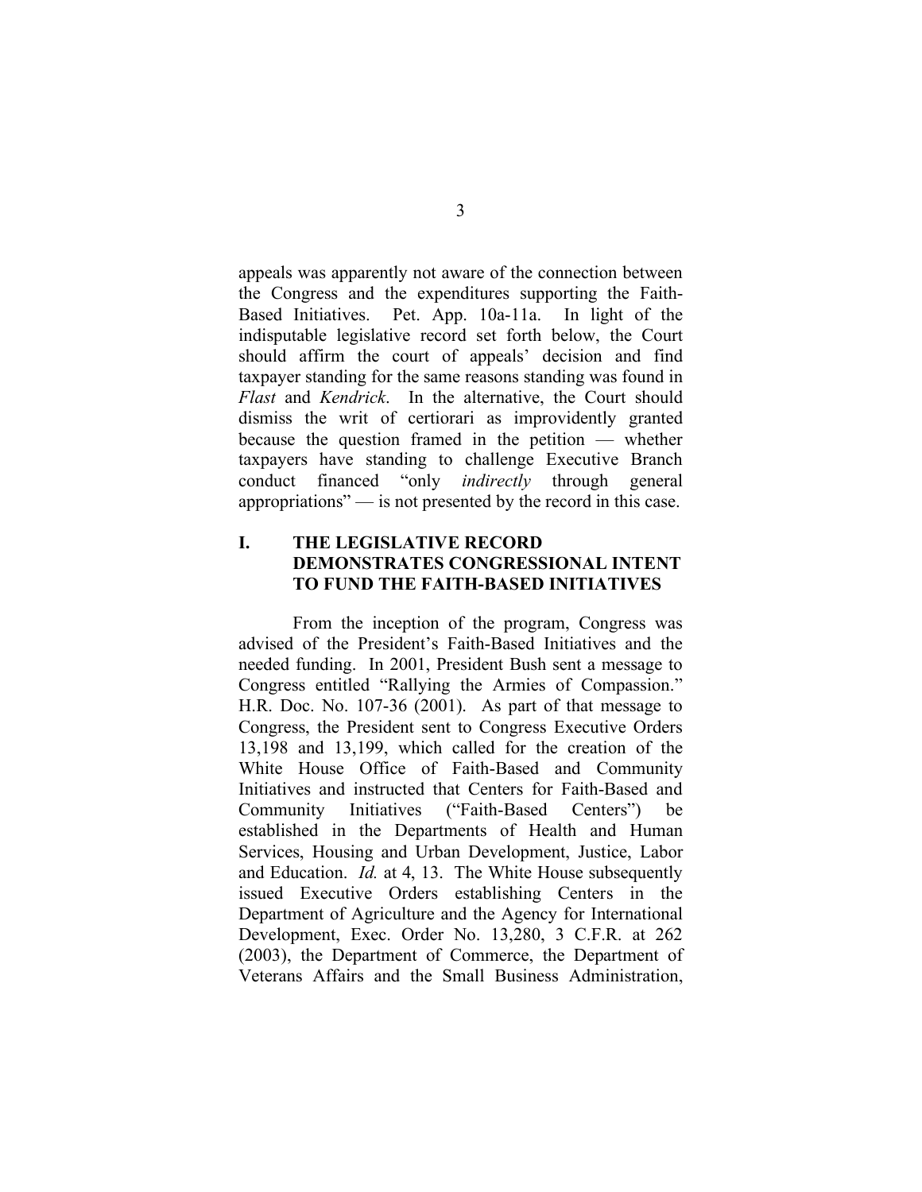appeals was apparently not aware of the connection between the Congress and the expenditures supporting the Faith-Based Initiatives. Pet. App. 10a-11a. In light of the indisputable legislative record set forth below, the Court should affirm the court of appeals' decision and find taxpayer standing for the same reasons standing was found in *Flast* and *Kendrick*. In the alternative, the Court should dismiss the writ of certiorari as improvidently granted because the question framed in the petition — whether taxpayers have standing to challenge Executive Branch conduct financed "only *indirectly* through general appropriations" — is not presented by the record in this case.

## I. THE LEGISLATIVE RECORD DEMONSTRATES CONGRESSIONAL INTENT TO FUND THE FAITH-BASED INITIATIVES

From the inception of the program, Congress was advised of the President's Faith-Based Initiatives and the needed funding. In 2001, President Bush sent a message to Congress entitled "Rallying the Armies of Compassion." H.R. Doc. No. 107-36 (2001). As part of that message to Congress, the President sent to Congress Executive Orders 13,198 and 13,199, which called for the creation of the White House Office of Faith-Based and Community Initiatives and instructed that Centers for Faith-Based and Community Initiatives ("Faith-Based Centers") be established in the Departments of Health and Human Services, Housing and Urban Development, Justice, Labor and Education. *Id.* at 4, 13. The White House subsequently issued Executive Orders establishing Centers in the Department of Agriculture and the Agency for International Development, Exec. Order No. 13,280, 3 C.F.R. at 262 (2003), the Department of Commerce, the Department of Veterans Affairs and the Small Business Administration,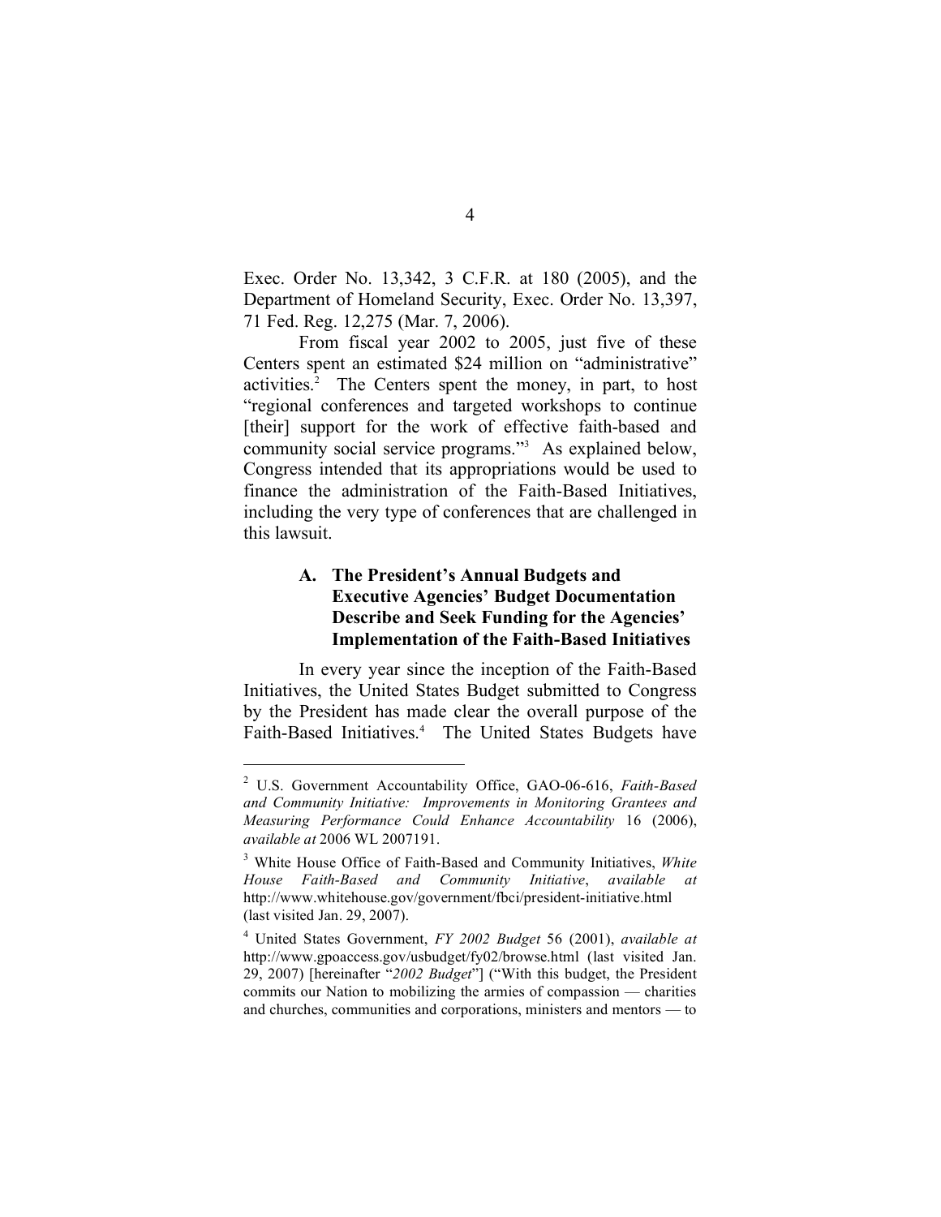Exec. Order No. 13,342, 3 C.F.R. at 180 (2005), and the Department of Homeland Security, Exec. Order No. 13,397, 71 Fed. Reg. 12,275 (Mar. 7, 2006).

From fiscal year 2002 to 2005, just five of these Centers spent an estimated $24 million on "administrative" activities.[2] The Centers spent the money, in part, to host "regional conferences and targeted workshops to continue [their] support for the work of effective faith-based and community social service programs."[3] As explained below, Congress intended that its appropriations would be used to finance the administration of the Faith-Based Initiatives, including the very type of conferences that are challenged in this lawsuit.

### A. The President's Annual Budgets and Executive Agencies' Budget Documentation Describe and Seek Funding for the Agencies' Implementation of the Faith-Based Initiatives

In every year since the inception of the Faith-Based Initiatives, the United States Budget submitted to Congress by the President has made clear the overall purpose of the Faith-Based Initiatives.[4] The United States Budgets have

---

[2] U.S. Government Accountability Office, GAO-06-616, *Faith-Based and Community Initiative: Improvements in Monitoring Grantees and Measuring Performance Could Enhance Accountability* 16 (2006), *available at* 2006 WL 2007191.

[3] White House Office of Faith-Based and Community Initiatives, *White House Faith-Based and Community Initiative*, *available at* http://www.whitehouse.gov/government/fbci/president-initiative.html (last visited Jan. 29, 2007).

[4] United States Government, *FY 2002 Budget* 56 (2001), *available at* http://www.gpoaccess.gov/usbudget/fy02/browse.html (last visited Jan. 29, 2007) [hereinafter "*2002 Budget*"] ("With this budget, the President commits our Nation to mobilizing the armies of compassion — charities and churches, communities and corporations, ministers and mentors — to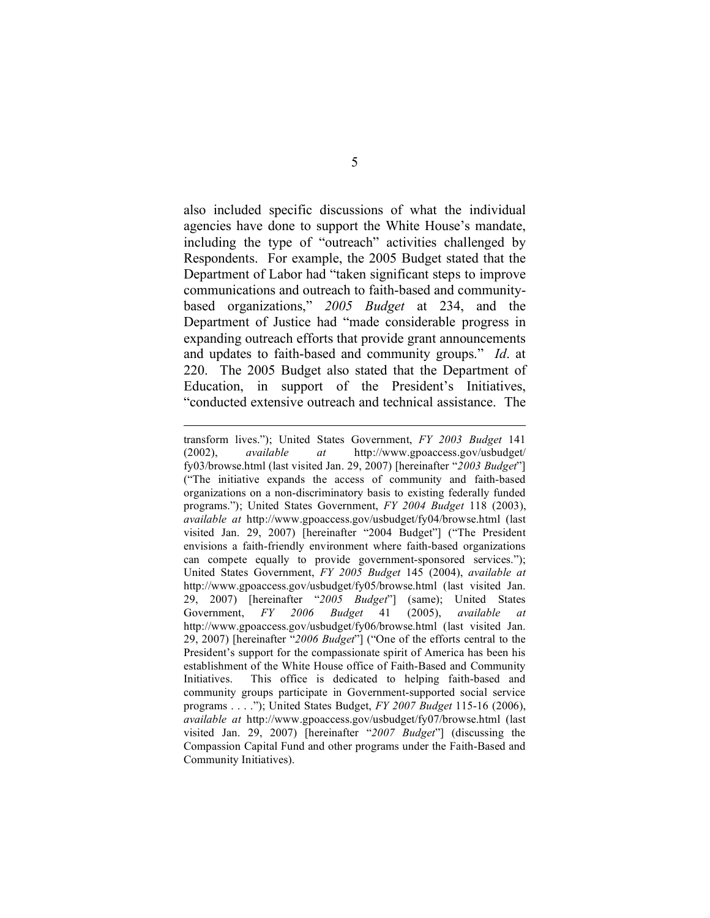also included specific discussions of what the individual agencies have done to support the White House's mandate, including the type of "outreach" activities challenged by Respondents. For example, the 2005 Budget stated that the Department of Labor had "taken significant steps to improve communications and outreach to faith-based and community-based organizations," *2005 Budget* at 234, and the Department of Justice had "made considerable progress in expanding outreach efforts that provide grant announcements and updates to faith-based and community groups." *Id*. at 220. The 2005 Budget also stated that the Department of Education, in support of the President's Initiatives, "conducted extensive outreach and technical assistance. The

---

transform lives."); United States Government, *FY 2003 Budget* 141 (2002), *available at* http://www.gpoaccess.gov/usbudget/fy03/browse.html (last visited Jan. 29, 2007) [hereinafter "*2003 Budget*"] ("The initiative expands the access of community and faith-based organizations on a non-discriminatory basis to existing federally funded programs."); United States Government, *FY 2004 Budget* 118 (2003), *available at* http://www.gpoaccess.gov/usbudget/fy04/browse.html (last visited Jan. 29, 2007) [hereinafter "2004 Budget"] ("The President envisions a faith-friendly environment where faith-based organizations can compete equally to provide government-sponsored services."); United States Government, *FY 2005 Budget* 145 (2004), *available at* http://www.gpoaccess.gov/usbudget/fy05/browse.html (last visited Jan. 29, 2007) [hereinafter "*2005 Budget*"] (same); United States Government, *FY 2006 Budget* 41 (2005), *available at* http://www.gpoaccess.gov/usbudget/fy06/browse.html (last visited Jan. 29, 2007) [hereinafter "*2006 Budget*"] ("One of the efforts central to the President's support for the compassionate spirit of America has been his establishment of the White House office of Faith-Based and Community Initiatives. This office is dedicated to helping faith-based and community groups participate in Government-supported social service programs . . . ."); United States Budget, *FY 2007 Budget* 115-16 (2006), *available at* http://www.gpoaccess.gov/usbudget/fy07/browse.html (last visited Jan. 29, 2007) [hereinafter "*2007 Budget*"] (discussing the Compassion Capital Fund and other programs under the Faith-Based and Community Initiatives).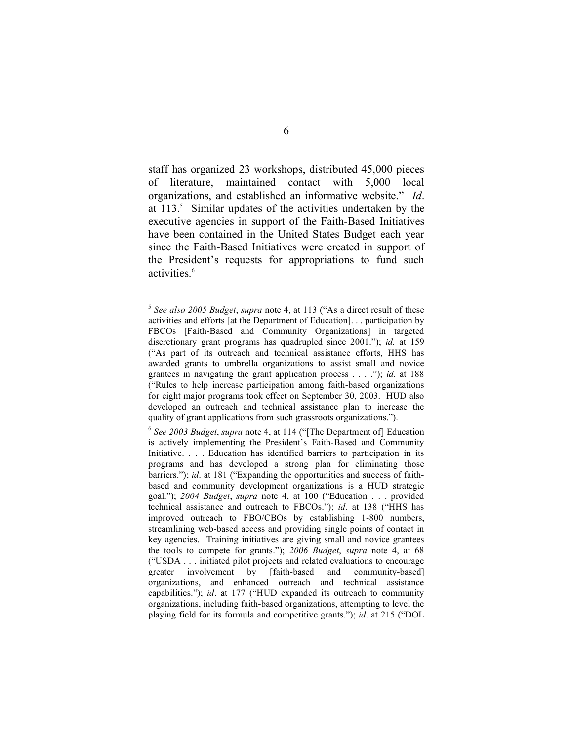staff has organized 23 workshops, distributed 45,000 pieces of literature, maintained contact with 5,000 local organizations, and established an informative website." *Id*. at 113.[5] Similar updates of the activities undertaken by the executive agencies in support of the Faith-Based Initiatives have been contained in the United States Budget each year since the Faith-Based Initiatives were created in support of the President's requests for appropriations to fund such activities.[6]

---

[5] *See also 2005 Budget*, *supra* note 4, at 113 ("As a direct result of these activities and efforts [at the Department of Education]. . . participation by FBCOs [Faith-Based and Community Organizations] in targeted discretionary grant programs has quadrupled since 2001."); *id.* at 159 ("As part of its outreach and technical assistance efforts, HHS has awarded grants to umbrella organizations to assist small and novice grantees in navigating the grant application process . . . ."); *id.* at 188 ("Rules to help increase participation among faith-based organizations for eight major programs took effect on September 30, 2003. HUD also developed an outreach and technical assistance plan to increase the quality of grant applications from such grassroots organizations.").

[6] *See 2003 Budget*, *supra* note 4, at 114 ("[The Department of] Education is actively implementing the President's Faith-Based and Community Initiative. . . . Education has identified barriers to participation in its programs and has developed a strong plan for eliminating those barriers."); *id*. at 181 ("Expanding the opportunities and success of faith-based and community development organizations is a HUD strategic goal."); *2004 Budget*, *supra* note 4, at 100 ("Education . . . provided technical assistance and outreach to FBCOs."); *id*. at 138 ("HHS has improved outreach to FBO/CBOs by establishing 1-800 numbers, streamlining web-based access and providing single points of contact in key agencies. Training initiatives are giving small and novice grantees the tools to compete for grants."); *2006 Budget*, *supra* note 4, at 68 ("USDA . . . initiated pilot projects and related evaluations to encourage greater involvement by [faith-based and community-based] organizations, and enhanced outreach and technical assistance capabilities."); *id*. at 177 ("HUD expanded its outreach to community organizations, including faith-based organizations, attempting to level the playing field for its formula and competitive grants."); *id*. at 215 ("DOL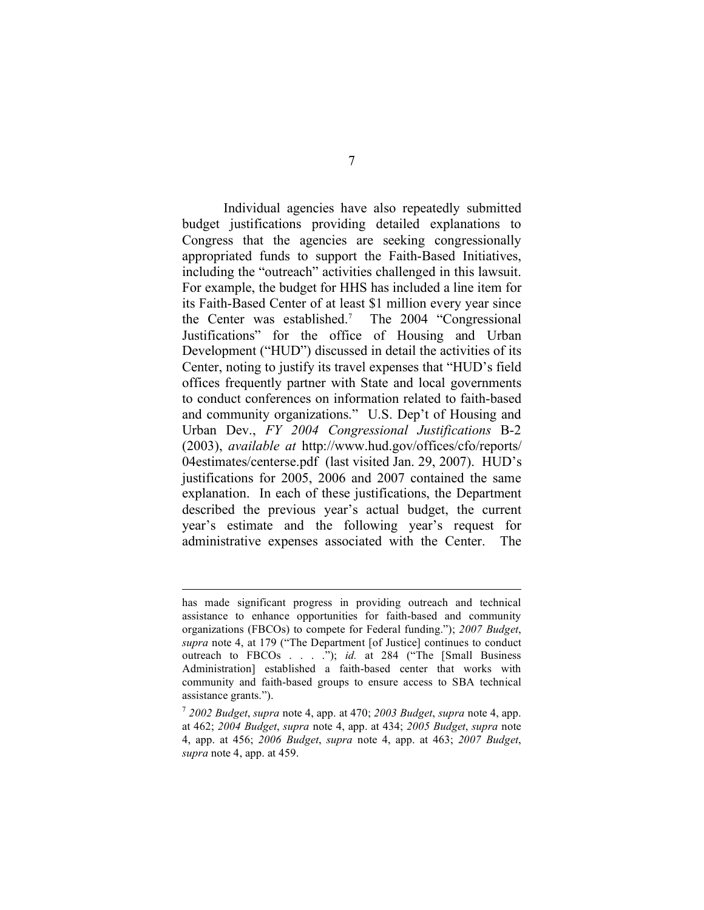Individual agencies have also repeatedly submitted budget justifications providing detailed explanations to Congress that the agencies are seeking congressionally appropriated funds to support the Faith-Based Initiatives, including the "outreach" activities challenged in this lawsuit. For example, the budget for HHS has included a line item for its Faith-Based Center of at least $1 million every year since the Center was established.[7] The 2004 "Congressional Justifications" for the office of Housing and Urban Development ("HUD") discussed in detail the activities of its Center, noting to justify its travel expenses that "HUD's field offices frequently partner with State and local governments to conduct conferences on information related to faith-based and community organizations." U.S. Dep't of Housing and Urban Dev., *FY 2004 Congressional Justifications* B-2 (2003), *available at* http://www.hud.gov/offices/cfo/reports/04estimates/centerse.pdf (last visited Jan. 29, 2007). HUD's justifications for 2005, 2006 and 2007 contained the same explanation. In each of these justifications, the Department described the previous year's actual budget, the current year's estimate and the following year's request for administrative expenses associated with the Center. The

---

has made significant progress in providing outreach and technical assistance to enhance opportunities for faith-based and community organizations (FBCOs) to compete for Federal funding."); *2007 Budget*, *supra* note 4, at 179 ("The Department [of Justice] continues to conduct outreach to FBCOs . . . ."); *id.* at 284 ("The [Small Business Administration] established a faith-based center that works with community and faith-based groups to ensure access to SBA technical assistance grants.").

[7] *2002 Budget*, *supra* note 4, app. at 470; *2003 Budget*, *supra* note 4, app. at 462; *2004 Budget*, *supra* note 4, app. at 434; *2005 Budget*, *supra* note 4, app. at 456; *2006 Budget*, *supra* note 4, app. at 463; *2007 Budget*, *supra* note 4, app. at 459.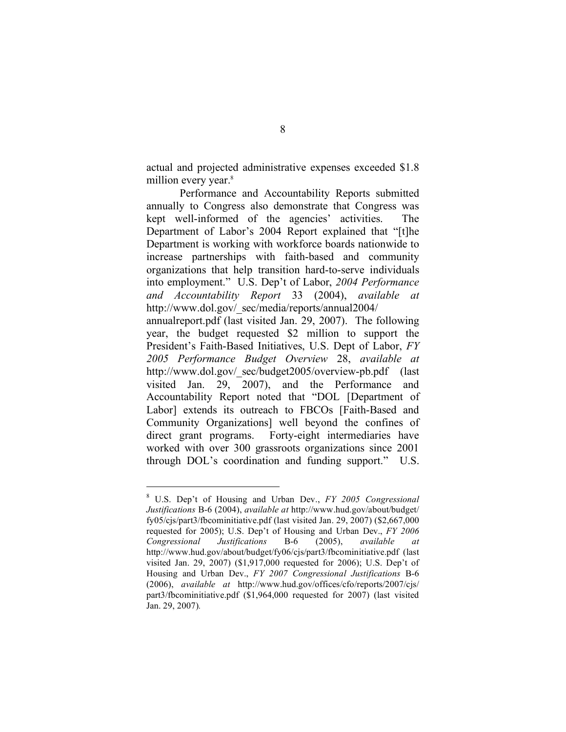actual and projected administrative expenses exceeded $1.8 million every year.[8]

Performance and Accountability Reports submitted annually to Congress also demonstrate that Congress was kept well-informed of the agencies' activities. The Department of Labor's 2004 Report explained that "[t]he Department is working with workforce boards nationwide to increase partnerships with faith-based and community organizations that help transition hard-to-serve individuals into employment." U.S. Dep't of Labor, *2004 Performance and Accountability Report* 33 (2004), *available at* http://www.dol.gov/_sec/media/reports/annual2004/annualreport.pdf (last visited Jan. 29, 2007). The following year, the budget requested $2 million to support the President's Faith-Based Initiatives, U.S. Dept of Labor, *FY 2005 Performance Budget Overview* 28, *available at* http://www.dol.gov/_sec/budget2005/overview-pb.pdf (last visited Jan. 29, 2007), and the Performance and Accountability Report noted that "DOL [Department of Labor] extends its outreach to FBCOs [Faith-Based and Community Organizations] well beyond the confines of direct grant programs. Forty-eight intermediaries have worked with over 300 grassroots organizations since 2001 through DOL's coordination and funding support." U.S.

---

[8] U.S. Dep't of Housing and Urban Dev., *FY 2005 Congressional Justifications* B-6 (2004), *available at* http://www.hud.gov/about/budget/fy05/cjs/part3/fbcominitiative.pdf (last visited Jan. 29, 2007) ($2,667,000 requested for 2005); U.S. Dep't of Housing and Urban Dev., *FY 2006 Congressional Justifications* B-6 (2005), *available at* http://www.hud.gov/about/budget/fy06/cjs/part3/fbcominitiative.pdf (last visited Jan. 29, 2007) ($1,917,000 requested for 2006); U.S. Dep't of Housing and Urban Dev., *FY 2007 Congressional Justifications* B-6 (2006), *available at* http://www.hud.gov/offices/cfo/reports/2007/cjs/part3/fbcominitiative.pdf ($1,964,000 requested for 2007) (last visited Jan. 29, 2007).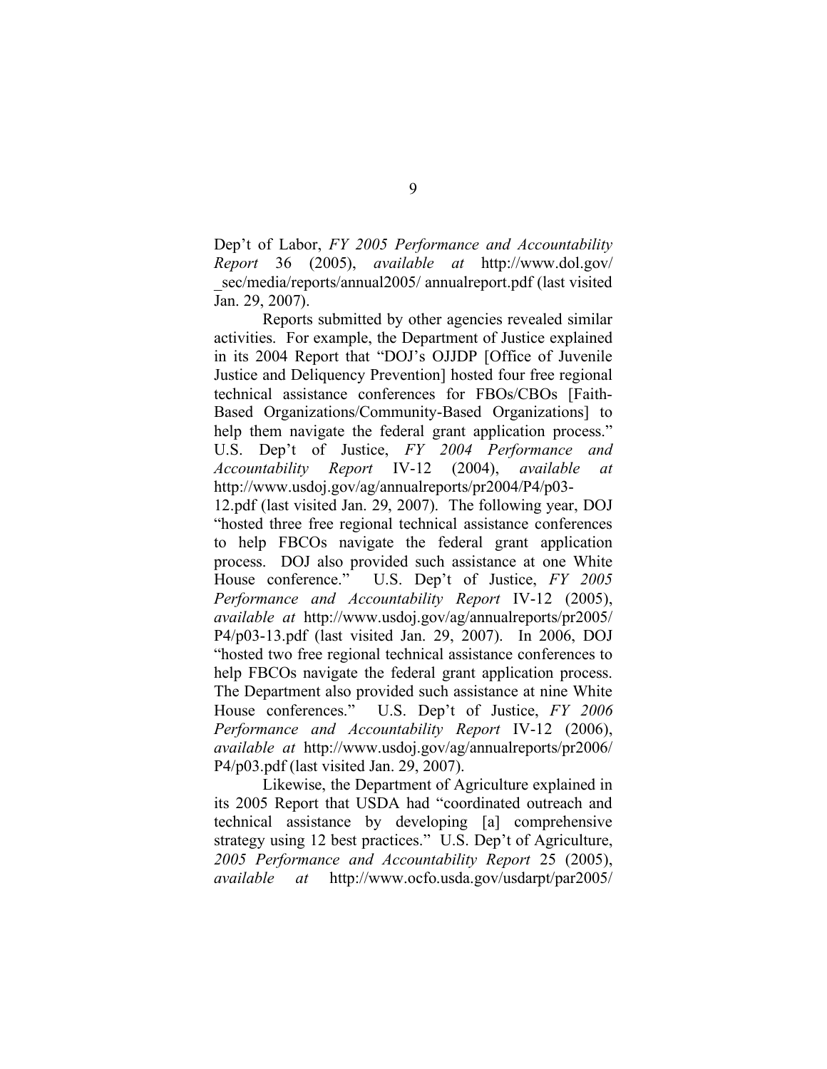Dep't of Labor, *FY 2005 Performance and Accountability Report* 36 (2005), *available at* http://www.dol.gov/_sec/media/reports/annual2005/ annualreport.pdf (last visited Jan. 29, 2007).

Reports submitted by other agencies revealed similar activities. For example, the Department of Justice explained in its 2004 Report that "DOJ's OJJDP [Office of Juvenile Justice and Deliquency Prevention] hosted four free regional technical assistance conferences for FBOs/CBOs [Faith-Based Organizations/Community-Based Organizations] to help them navigate the federal grant application process." U.S. Dep't of Justice, *FY 2004 Performance and Accountability Report* IV-12 (2004), *available at* http://www.usdoj.gov/ag/annualreports/pr2004/P4/p03-12.pdf (last visited Jan. 29, 2007). The following year, DOJ "hosted three free regional technical assistance conferences to help FBCOs navigate the federal grant application process. DOJ also provided such assistance at one White House conference." U.S. Dep't of Justice, *FY 2005 Performance and Accountability Report* IV-12 (2005), *available at* http://www.usdoj.gov/ag/annualreports/pr2005/P4/p03-13.pdf (last visited Jan. 29, 2007). In 2006, DOJ "hosted two free regional technical assistance conferences to help FBCOs navigate the federal grant application process. The Department also provided such assistance at nine White House conferences." U.S. Dep't of Justice, *FY 2006 Performance and Accountability Report* IV-12 (2006), *available at* http://www.usdoj.gov/ag/annualreports/pr2006/P4/p03.pdf (last visited Jan. 29, 2007).

Likewise, the Department of Agriculture explained in its 2005 Report that USDA had "coordinated outreach and technical assistance by developing [a] comprehensive strategy using 12 best practices." U.S. Dep't of Agriculture, *2005 Performance and Accountability Report* 25 (2005), *available at* http://www.ocfo.usda.gov/usdarpt/par2005/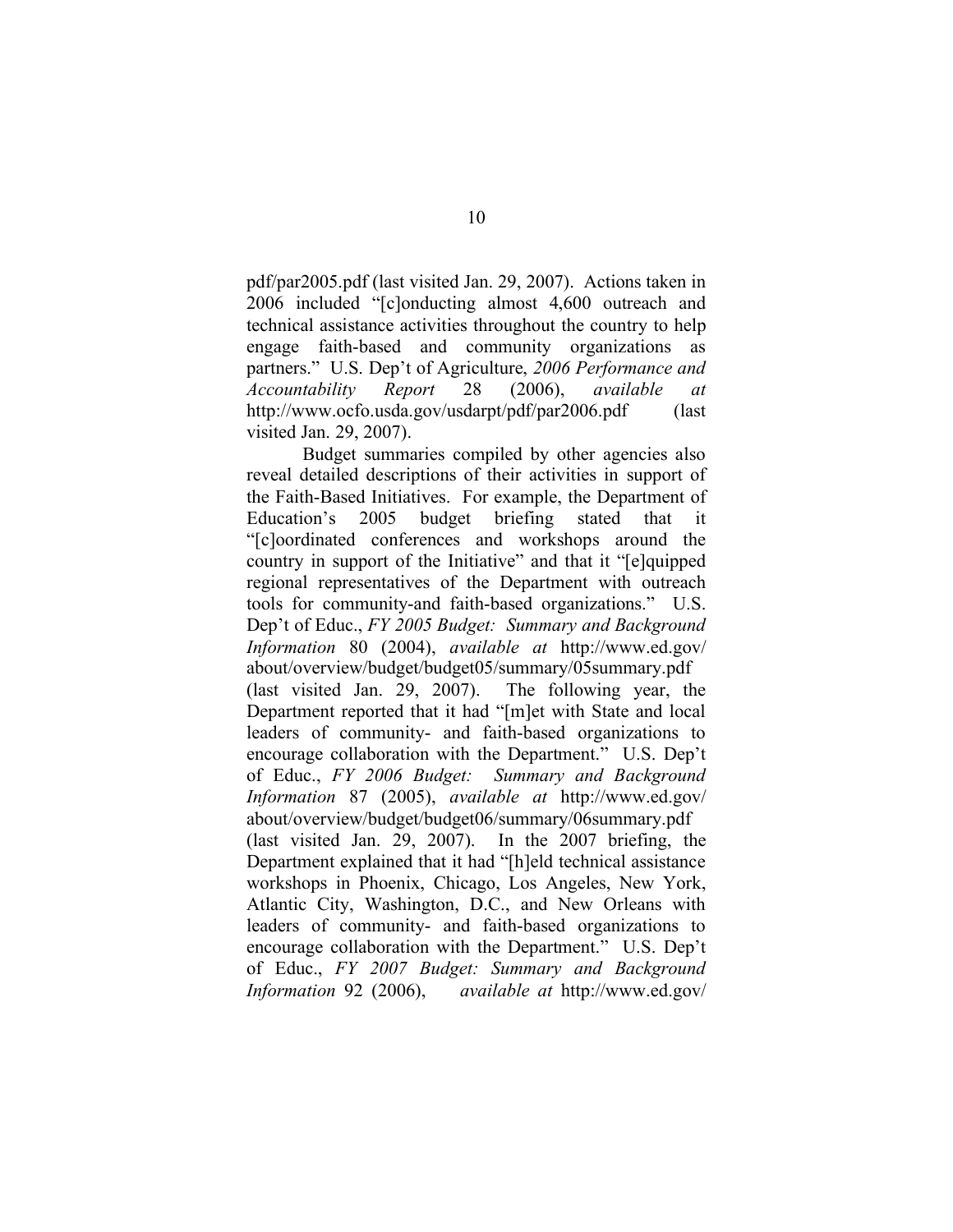pdf/par2005.pdf (last visited Jan. 29, 2007). Actions taken in 2006 included "[c]onducting almost 4,600 outreach and technical assistance activities throughout the country to help engage faith-based and community organizations as partners." U.S. Dep't of Agriculture, *2006 Performance and Accountability Report* 28 (2006), *available at* http://www.ocfo.usda.gov/usdarpt/pdf/par2006.pdf (last visited Jan. 29, 2007).

Budget summaries compiled by other agencies also reveal detailed descriptions of their activities in support of the Faith-Based Initiatives. For example, the Department of Education's 2005 budget briefing stated that it "[c]oordinated conferences and workshops around the country in support of the Initiative" and that it "[e]quipped regional representatives of the Department with outreach tools for community-and faith-based organizations." U.S. Dep't of Educ., *FY 2005 Budget: Summary and Background Information* 80 (2004), *available at* http://www.ed.gov/about/overview/budget/budget05/summary/05summary.pdf (last visited Jan. 29, 2007). The following year, the Department reported that it had "[m]et with State and local leaders of community- and faith-based organizations to encourage collaboration with the Department." U.S. Dep't of Educ., *FY 2006 Budget: Summary and Background Information* 87 (2005), *available at* http://www.ed.gov/about/overview/budget/budget06/summary/06summary.pdf (last visited Jan. 29, 2007). In the 2007 briefing, the Department explained that it had "[h]eld technical assistance workshops in Phoenix, Chicago, Los Angeles, New York, Atlantic City, Washington, D.C., and New Orleans with leaders of community- and faith-based organizations to encourage collaboration with the Department." U.S. Dep't of Educ., *FY 2007 Budget: Summary and Background Information* 92 (2006), *available at* http://www.ed.gov/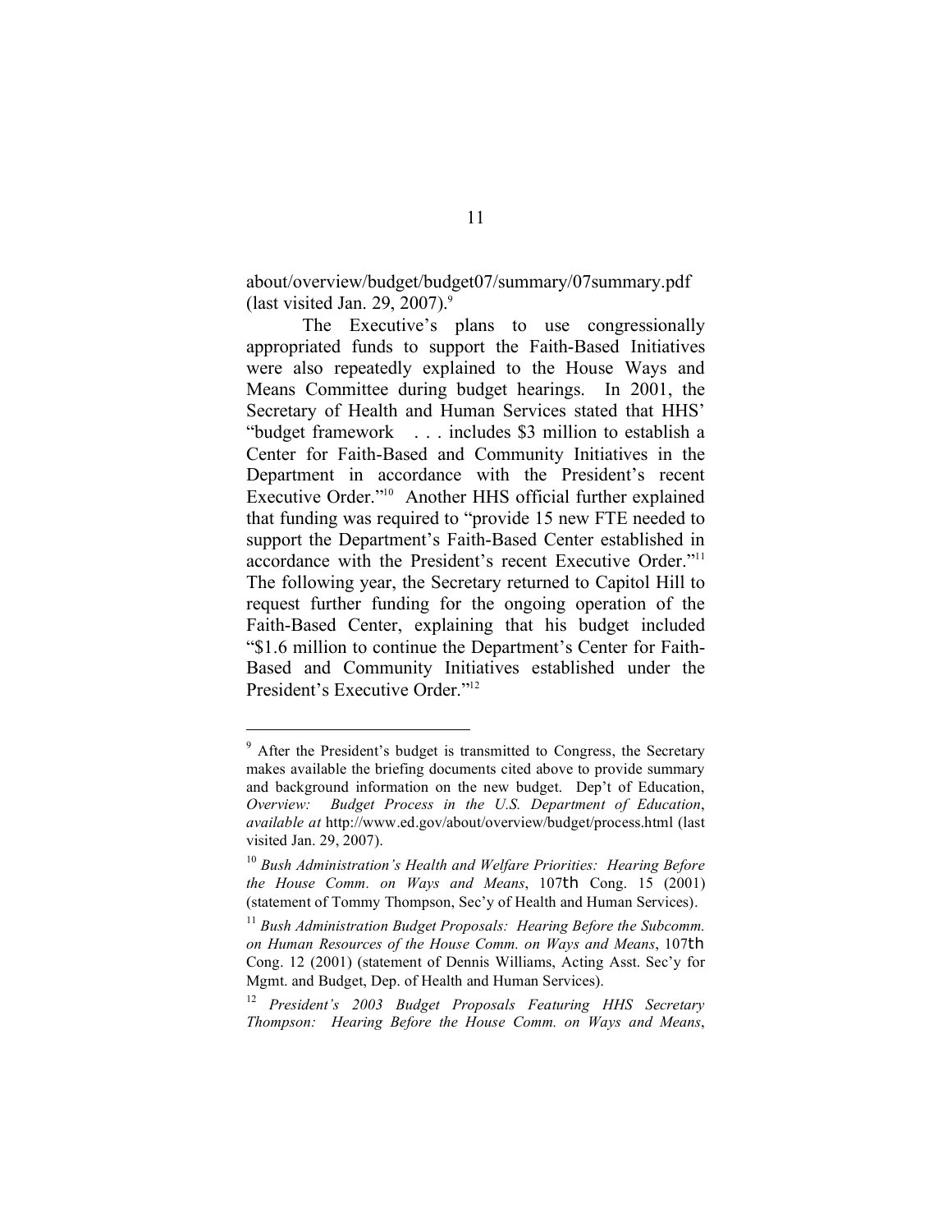about/overview/budget/budget07/summary/07summary.pdf (last visited Jan. 29, 2007).[9]

The Executive's plans to use congressionally appropriated funds to support the Faith-Based Initiatives were also repeatedly explained to the House Ways and Means Committee during budget hearings. In 2001, the Secretary of Health and Human Services stated that HHS' "budget framework . . . includes $3 million to establish a Center for Faith-Based and Community Initiatives in the Department in accordance with the President's recent Executive Order."[10] Another HHS official further explained that funding was required to "provide 15 new FTE needed to support the Department's Faith-Based Center established in accordance with the President's recent Executive Order."[11] The following year, the Secretary returned to Capitol Hill to request further funding for the ongoing operation of the Faith-Based Center, explaining that his budget included "$1.6 million to continue the Department's Center for Faith-Based and Community Initiatives established under the President's Executive Order."[12]

---

[9] After the President's budget is transmitted to Congress, the Secretary makes available the briefing documents cited above to provide summary and background information on the new budget. Dep't of Education, *Overview: Budget Process in the U.S. Department of Education*, *available at* http://www.ed.gov/about/overview/budget/process.html (last visited Jan. 29, 2007).

[10] *Bush Administration's Health and Welfare Priorities: Hearing Before the House Comm. on Ways and Means*, 107th Cong. 15 (2001) (statement of Tommy Thompson, Sec'y of Health and Human Services).

[11] *Bush Administration Budget Proposals: Hearing Before the Subcomm. on Human Resources of the House Comm. on Ways and Means*, 107th Cong. 12 (2001) (statement of Dennis Williams, Acting Asst. Sec'y for Mgmt. and Budget, Dep. of Health and Human Services).

[12] *President's 2003 Budget Proposals Featuring HHS Secretary Thompson: Hearing Before the House Comm. on Ways and Means*,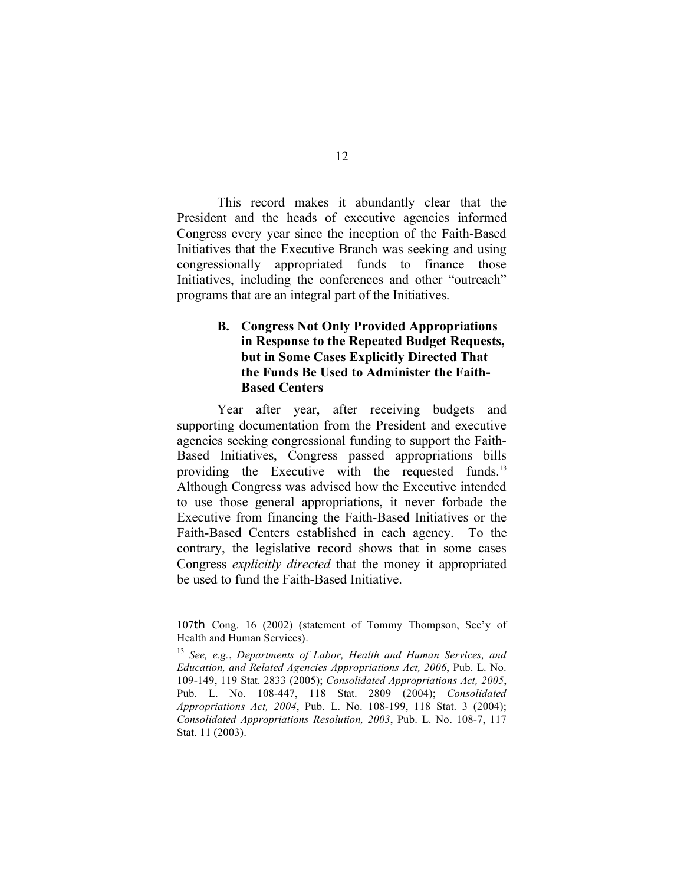This record makes it abundantly clear that the President and the heads of executive agencies informed Congress every year since the inception of the Faith-Based Initiatives that the Executive Branch was seeking and using congressionally appropriated funds to finance those Initiatives, including the conferences and other "outreach" programs that are an integral part of the Initiatives.

### B. Congress Not Only Provided Appropriations in Response to the Repeated Budget Requests, but in Some Cases Explicitly Directed That the Funds Be Used to Administer the Faith-Based Centers

Year after year, after receiving budgets and supporting documentation from the President and executive agencies seeking congressional funding to support the Faith-Based Initiatives, Congress passed appropriations bills providing the Executive with the requested funds.[13] Although Congress was advised how the Executive intended to use those general appropriations, it never forbade the Executive from financing the Faith-Based Initiatives or the Faith-Based Centers established in each agency. To the contrary, the legislative record shows that in some cases Congress *explicitly directed* that the money it appropriated be used to fund the Faith-Based Initiative.

---

107th Cong. 16 (2002) (statement of Tommy Thompson, Sec'y of Health and Human Services).

[13] *See, e.g.*, *Departments of Labor, Health and Human Services, and Education, and Related Agencies Appropriations Act, 2006*, Pub. L. No. 109-149, 119 Stat. 2833 (2005); *Consolidated Appropriations Act, 2005*, Pub. L. No. 108-447, 118 Stat. 2809 (2004); *Consolidated Appropriations Act, 2004*, Pub. L. No. 108-199, 118 Stat. 3 (2004); *Consolidated Appropriations Resolution, 2003*, Pub. L. No. 108-7, 117 Stat. 11 (2003).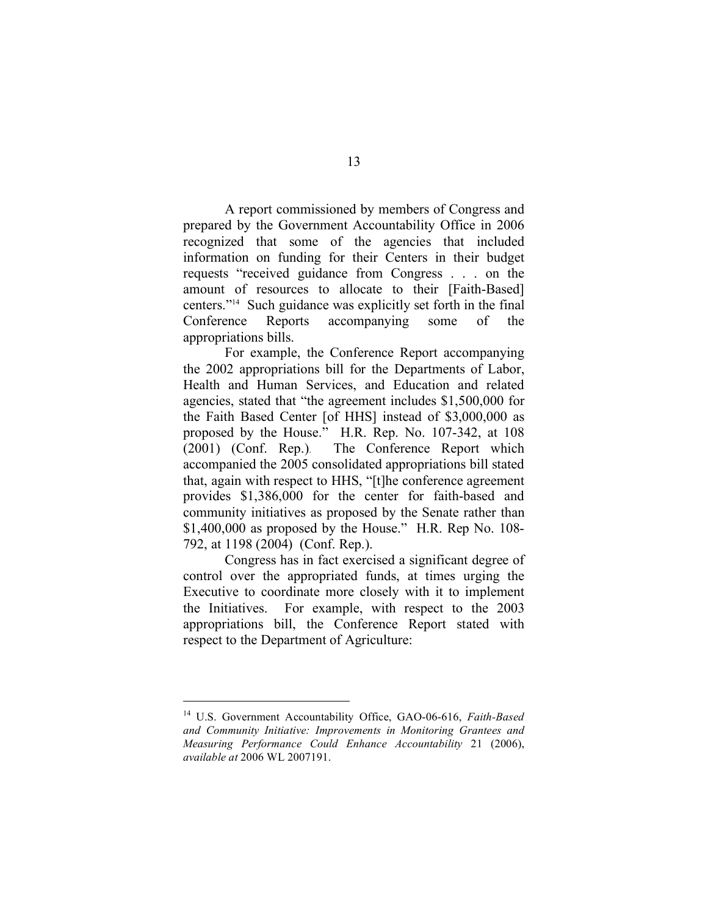A report commissioned by members of Congress and prepared by the Government Accountability Office in 2006 recognized that some of the agencies that included information on funding for their Centers in their budget requests "received guidance from Congress . . . on the amount of resources to allocate to their [Faith-Based] centers."[14] Such guidance was explicitly set forth in the final Conference Reports accompanying some of the appropriations bills.

For example, the Conference Report accompanying the 2002 appropriations bill for the Departments of Labor, Health and Human Services, and Education and related agencies, stated that "the agreement includes $1,500,000 for the Faith Based Center [of HHS] instead of $3,000,000 as proposed by the House." H.R. Rep. No. 107-342, at 108 (2001) (Conf. Rep.). The Conference Report which accompanied the 2005 consolidated appropriations bill stated that, again with respect to HHS, "[t]he conference agreement provides $1,386,000 for the center for faith-based and community initiatives as proposed by the Senate rather than $1,400,000 as proposed by the House." H.R Rep No. 108-792, at 1198 (2004) (Conf. Rep.).

Congress has in fact exercised a significant degree of control over the appropriated funds, at times urging the Executive to coordinate more closely with it to implement the Initiatives. For example, with respect to the 2003 appropriations bill, the Conference Report stated with respect to the Department of Agriculture:

---

[14] U.S. Government Accountability Office, GAO-06-616, *Faith-Based and Community Initiative: Improvements in Monitoring Grantees and Measuring Performance Could Enhance Accountability* 21 (2006), *available at* 2006 WL 2007191.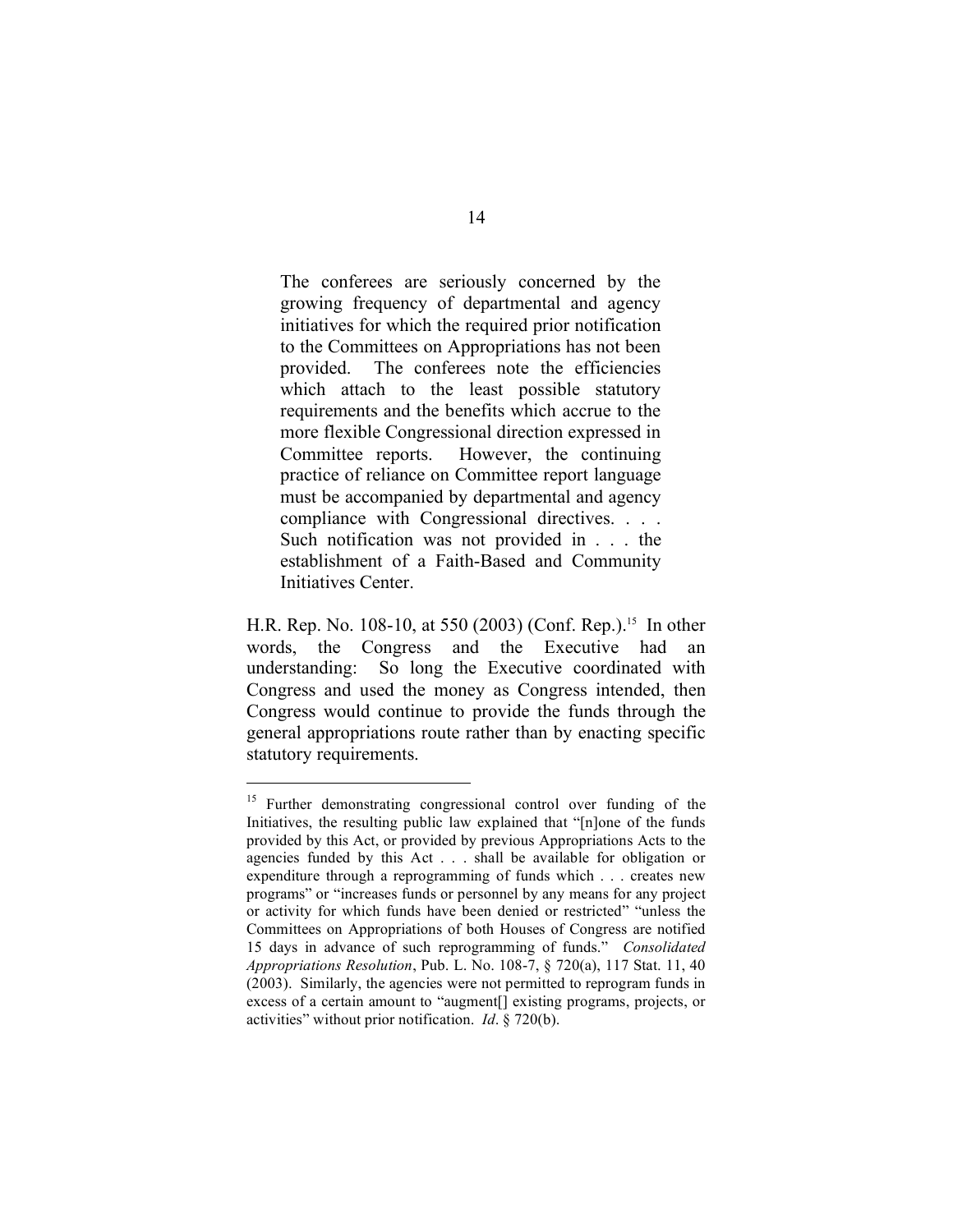> The conferees are seriously concerned by the growing frequency of departmental and agency initiatives for which the required prior notification to the Committees on Appropriations has not been provided. The conferees note the efficiencies which attach to the least possible statutory requirements and the benefits which accrue to the more flexible Congressional direction expressed in Committee reports. However, the continuing practice of reliance on Committee report language must be accompanied by departmental and agency compliance with Congressional directives. . . . Such notification was not provided in . . . the establishment of a Faith-Based and Community Initiatives Center.

H.R. Rep. No. 108-10, at 550 (2003) (Conf. Rep.).[15] In other words, the Congress and the Executive had an understanding: So long the Executive coordinated with Congress and used the money as Congress intended, then Congress would continue to provide the funds through the general appropriations route rather than by enacting specific statutory requirements.

---

[15] Further demonstrating congressional control over funding of the Initiatives, the resulting public law explained that "[n]one of the funds provided by this Act, or provided by previous Appropriations Acts to the agencies funded by this Act . . . shall be available for obligation or expenditure through a reprogramming of funds which . . . creates new programs" or "increases funds or personnel by any means for any project or activity for which funds have been denied or restricted" "unless the Committees on Appropriations of both Houses of Congress are notified 15 days in advance of such reprogramming of funds." *Consolidated Appropriations Resolution*, Pub. L. No. 108-7, § 720(a), 117 Stat. 11, 40 (2003). Similarly, the agencies were not permitted to reprogram funds in excess of a certain amount to "augment[] existing programs, projects, or activities" without prior notification. *Id*. § 720(b).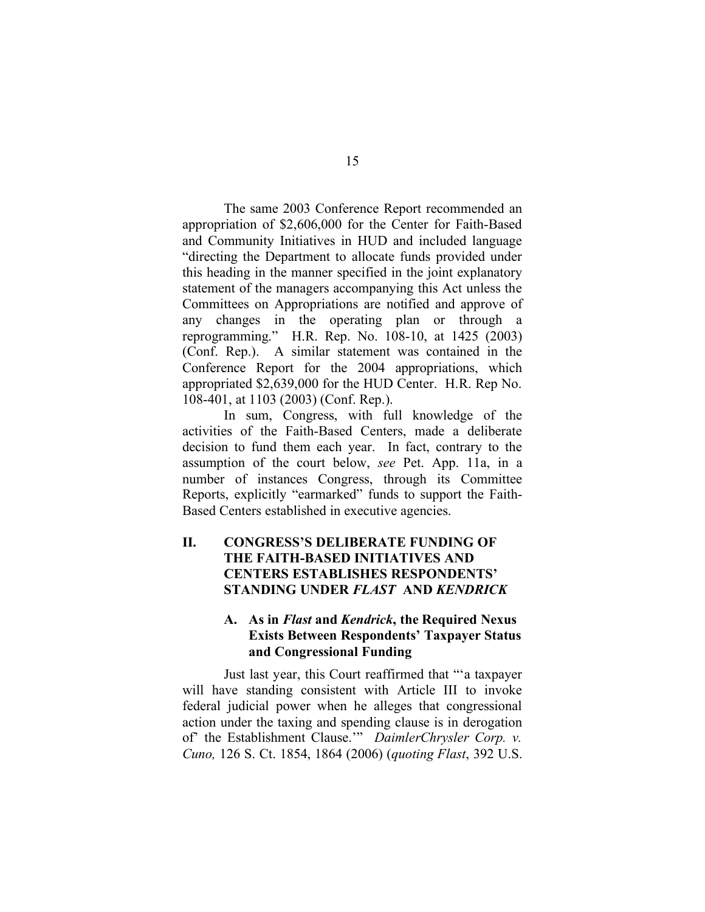The same 2003 Conference Report recommended an appropriation of $2,606,000 for the Center for Faith-Based and Community Initiatives in HUD and included language "directing the Department to allocate funds provided under this heading in the manner specified in the joint explanatory statement of the managers accompanying this Act unless the Committees on Appropriations are notified and approve of any changes in the operating plan or through a reprogramming." H.R. Rep. No. 108-10, at 1425 (2003) (Conf. Rep.). A similar statement was contained in the Conference Report for the 2004 appropriations, which appropriated $2,639,000 for the HUD Center. H.R. Rep No. 108-401, at 1103 (2003) (Conf. Rep.).

In sum, Congress, with full knowledge of the activities of the Faith-Based Centers, made a deliberate decision to fund them each year. In fact, contrary to the assumption of the court below, *see* Pet. App. 11a, in a number of instances Congress, through its Committee Reports, explicitly "earmarked" funds to support the Faith-Based Centers established in executive agencies.

## II. CONGRESS'S DELIBERATE FUNDING OF THE FAITH-BASED INITIATIVES AND CENTERS ESTABLISHES RESPONDENTS' STANDING UNDER *FLAST* AND *KENDRICK*

### A. As in *Flast* and *Kendrick*, the Required Nexus Exists Between Respondents' Taxpayer Status and Congressional Funding

Just last year, this Court reaffirmed that "'a taxpayer will have standing consistent with Article III to invoke federal judicial power when he alleges that congressional action under the taxing and spending clause is in derogation of' the Establishment Clause.'" *DaimlerChrysler Corp. v. Cuno,* 126 S. Ct. 1854, 1864 (2006) (*quoting Flast*, 392 U.S.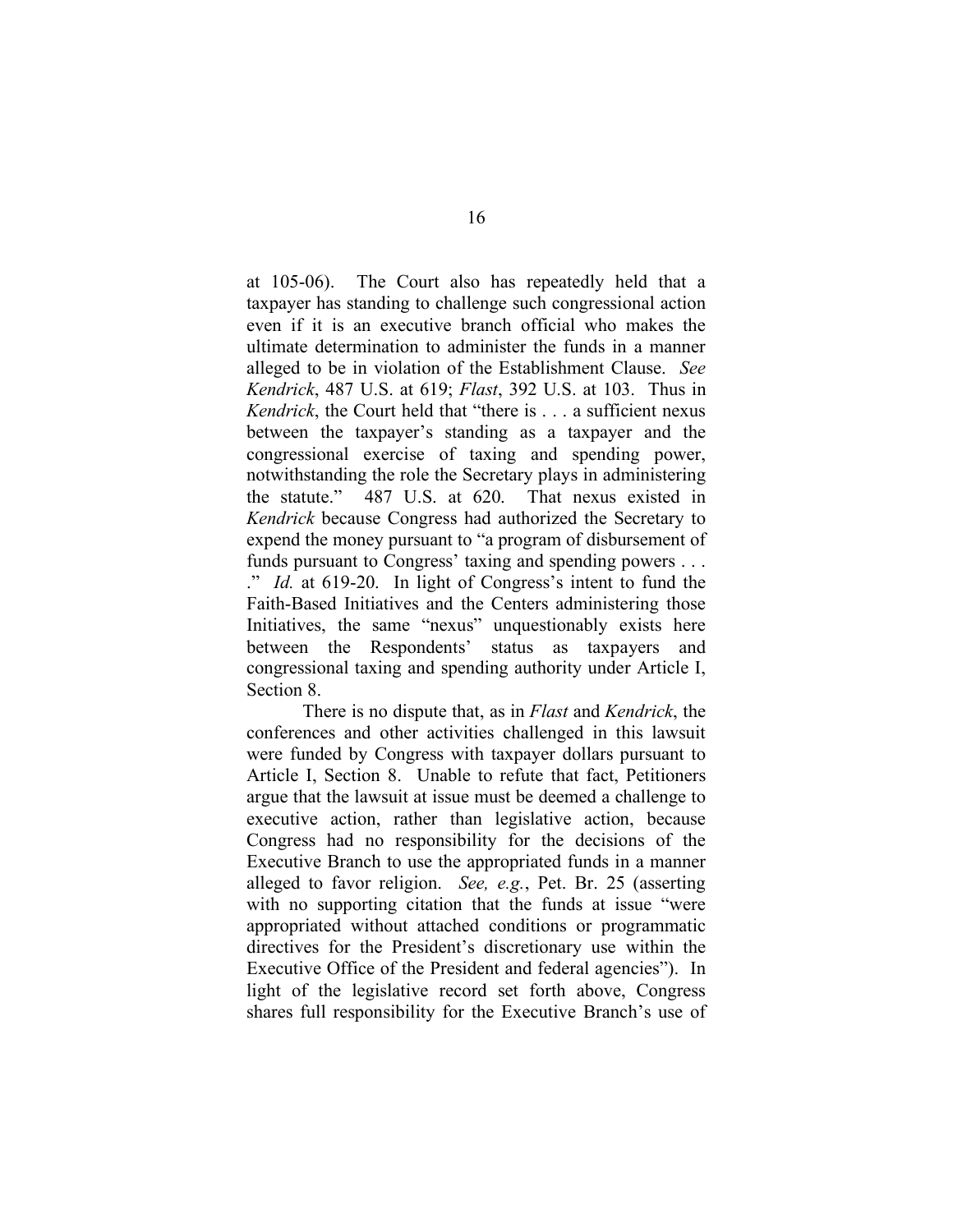at 105-06). The Court also has repeatedly held that a taxpayer has standing to challenge such congressional action even if it is an executive branch official who makes the ultimate determination to administer the funds in a manner alleged to be in violation of the Establishment Clause. *See Kendrick*, 487 U.S. at 619; *Flast*, 392 U.S. at 103. Thus in *Kendrick*, the Court held that "there is . . . a sufficient nexus between the taxpayer's standing as a taxpayer and the congressional exercise of taxing and spending power, notwithstanding the role the Secretary plays in administering the statute." 487 U.S. at 620. That nexus existed in *Kendrick* because Congress had authorized the Secretary to expend the money pursuant to "a program of disbursement of funds pursuant to Congress' taxing and spending powers . . . ." *Id.* at 619-20. In light of Congress's intent to fund the Faith-Based Initiatives and the Centers administering those Initiatives, the same "nexus" unquestionably exists here between the Respondents' status as taxpayers and congressional taxing and spending authority under Article I, Section 8.

There is no dispute that, as in *Flast* and *Kendrick*, the conferences and other activities challenged in this lawsuit were funded by Congress with taxpayer dollars pursuant to Article I, Section 8. Unable to refute that fact, Petitioners argue that the lawsuit at issue must be deemed a challenge to executive action, rather than legislative action, because Congress had no responsibility for the decisions of the Executive Branch to use the appropriated funds in a manner alleged to favor religion. *See, e.g.*, Pet. Br. 25 (asserting with no supporting citation that the funds at issue "were appropriated without attached conditions or programmatic directives for the President's discretionary use within the Executive Office of the President and federal agencies"). In light of the legislative record set forth above, Congress shares full responsibility for the Executive Branch's use of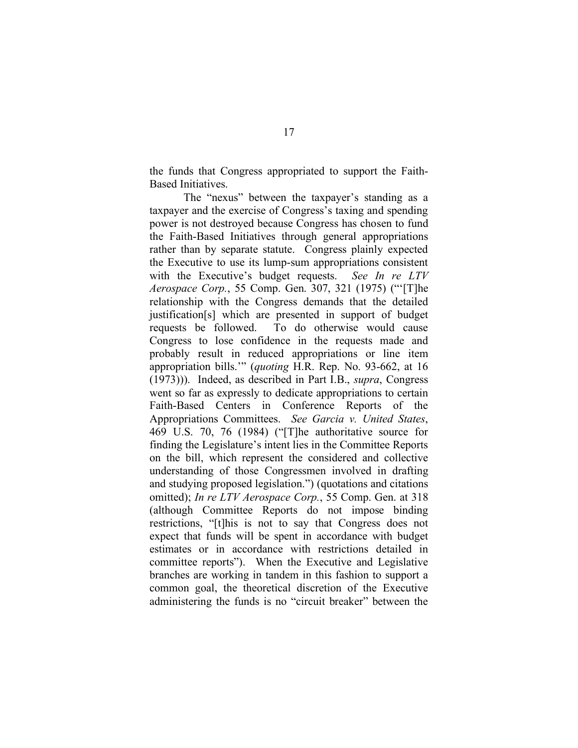the funds that Congress appropriated to support the Faith-Based Initiatives.

The "nexus" between the taxpayer's standing as a taxpayer and the exercise of Congress's taxing and spending power is not destroyed because Congress has chosen to fund the Faith-Based Initiatives through general appropriations rather than by separate statute. Congress plainly expected the Executive to use its lump-sum appropriations consistent with the Executive's budget requests. *See In re LTV Aerospace Corp.*, 55 Comp. Gen. 307, 321 (1975) ("'[T]he relationship with the Congress demands that the detailed justification[s] which are presented in support of budget requests be followed. To do otherwise would cause Congress to lose confidence in the requests made and probably result in reduced appropriations or line item appropriation bills.'" (*quoting* H.R. Rep. No. 93-662, at 16 (1973))). Indeed, as described in Part I.B., *supra*, Congress went so far as expressly to dedicate appropriations to certain Faith-Based Centers in Conference Reports of the Appropriations Committees. *See Garcia v. United States*, 469 U.S. 70, 76 (1984) ("[T]he authoritative source for finding the Legislature's intent lies in the Committee Reports on the bill, which represent the considered and collective understanding of those Congressmen involved in drafting and studying proposed legislation.") (quotations and citations omitted); *In re LTV Aerospace Corp.*, 55 Comp. Gen. at 318 (although Committee Reports do not impose binding restrictions, "[t]his is not to say that Congress does not expect that funds will be spent in accordance with budget estimates or in accordance with restrictions detailed in committee reports"). When the Executive and Legislative branches are working in tandem in this fashion to support a common goal, the theoretical discretion of the Executive administering the funds is no "circuit breaker" between the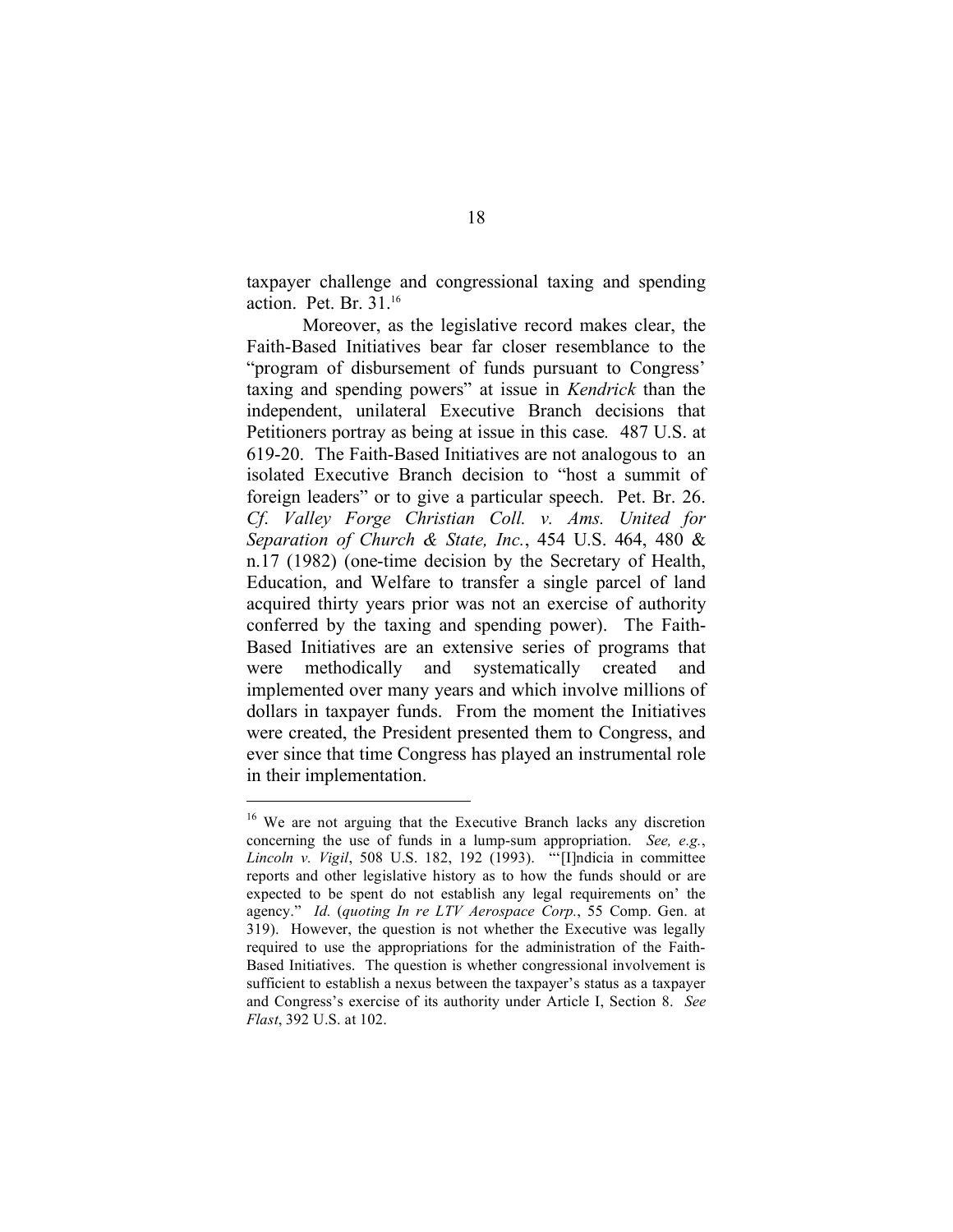taxpayer challenge and congressional taxing and spending action. Pet. Br. 31.[16]

Moreover, as the legislative record makes clear, the Faith-Based Initiatives bear far closer resemblance to the "program of disbursement of funds pursuant to Congress' taxing and spending powers" at issue in *Kendrick* than the independent, unilateral Executive Branch decisions that Petitioners portray as being at issue in this case. 487 U.S. at 619-20. The Faith-Based Initiatives are not analogous to an isolated Executive Branch decision to "host a summit of foreign leaders" or to give a particular speech. Pet. Br. 26. *Cf. Valley Forge Christian Coll. v. Ams. United for Separation of Church & State, Inc.*, 454 U.S. 464, 480 & n.17 (1982) (one-time decision by the Secretary of Health, Education, and Welfare to transfer a single parcel of land acquired thirty years prior was not an exercise of authority conferred by the taxing and spending power). The Faith-Based Initiatives are an extensive series of programs that were methodically and systematically created and implemented over many years and which involve millions of dollars in taxpayer funds. From the moment the Initiatives were created, the President presented them to Congress, and ever since that time Congress has played an instrumental role in their implementation.

---

[16] We are not arguing that the Executive Branch lacks any discretion concerning the use of funds in a lump-sum appropriation. *See, e.g.*, *Lincoln v. Vigil*, 508 U.S. 182, 192 (1993). "'[I]ndicia in committee reports and other legislative history as to how the funds should or are expected to be spent do not establish any legal requirements on' the agency." *Id.* (*quoting In re LTV Aerospace Corp.*, 55 Comp. Gen. at 319). However, the question is not whether the Executive was legally required to use the appropriations for the administration of the Faith-Based Initiatives. The question is whether congressional involvement is sufficient to establish a nexus between the taxpayer's status as a taxpayer and Congress's exercise of its authority under Article I, Section 8. *See Flast*, 392 U.S. at 102.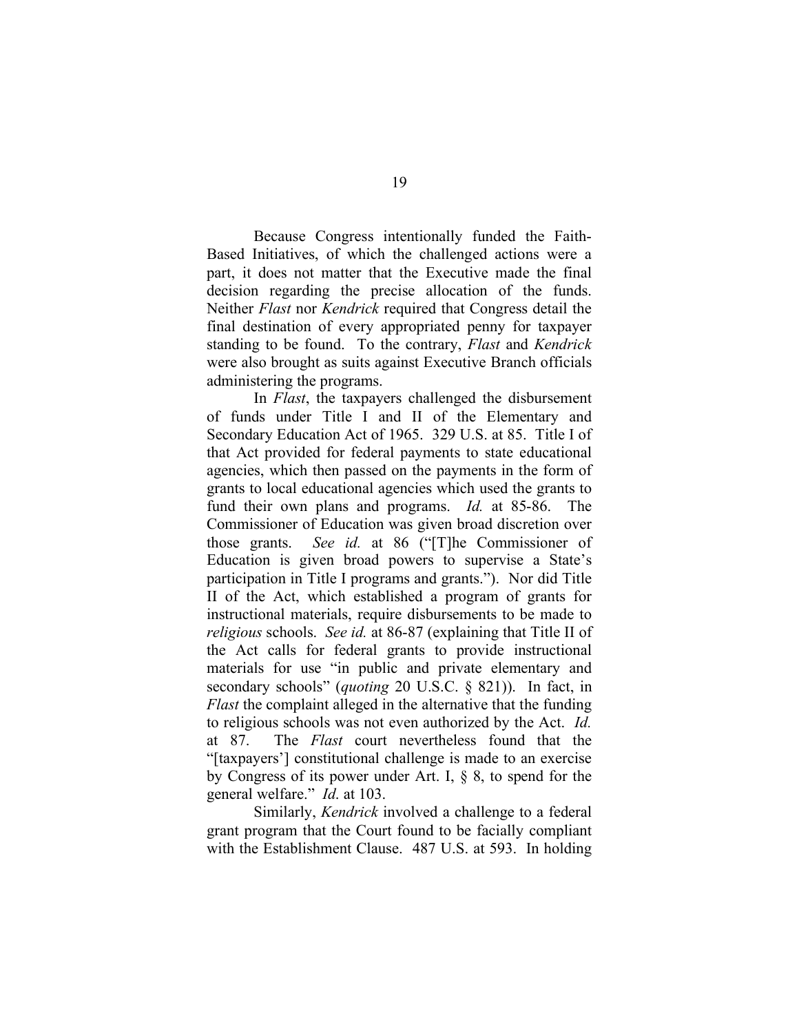Because Congress intentionally funded the Faith-Based Initiatives, of which the challenged actions were a part, it does not matter that the Executive made the final decision regarding the precise allocation of the funds. Neither *Flast* nor *Kendrick* required that Congress detail the final destination of every appropriated penny for taxpayer standing to be found. To the contrary, *Flast* and *Kendrick* were also brought as suits against Executive Branch officials administering the programs.

In *Flast*, the taxpayers challenged the disbursement of funds under Title I and II of the Elementary and Secondary Education Act of 1965. 329 U.S. at 85. Title I of that Act provided for federal payments to state educational agencies, which then passed on the payments in the form of grants to local educational agencies which used the grants to fund their own plans and programs. *Id.* at 85-86. The Commissioner of Education was given broad discretion over those grants. *See id.* at 86 ("[T]he Commissioner of Education is given broad powers to supervise a State's participation in Title I programs and grants."). Nor did Title II of the Act, which established a program of grants for instructional materials, require disbursements to be made to *religious* schools. *See id.* at 86-87 (explaining that Title II of the Act calls for federal grants to provide instructional materials for use "in public and private elementary and secondary schools" (*quoting* 20 U.S.C. § 821)). In fact, in *Flast* the complaint alleged in the alternative that the funding to religious schools was not even authorized by the Act. *Id.* at 87. The *Flast* court nevertheless found that the "[taxpayers'] constitutional challenge is made to an exercise by Congress of its power under Art. I, § 8, to spend for the general welfare." *Id.* at 103.

Similarly, *Kendrick* involved a challenge to a federal grant program that the Court found to be facially compliant with the Establishment Clause. 487 U.S. at 593. In holding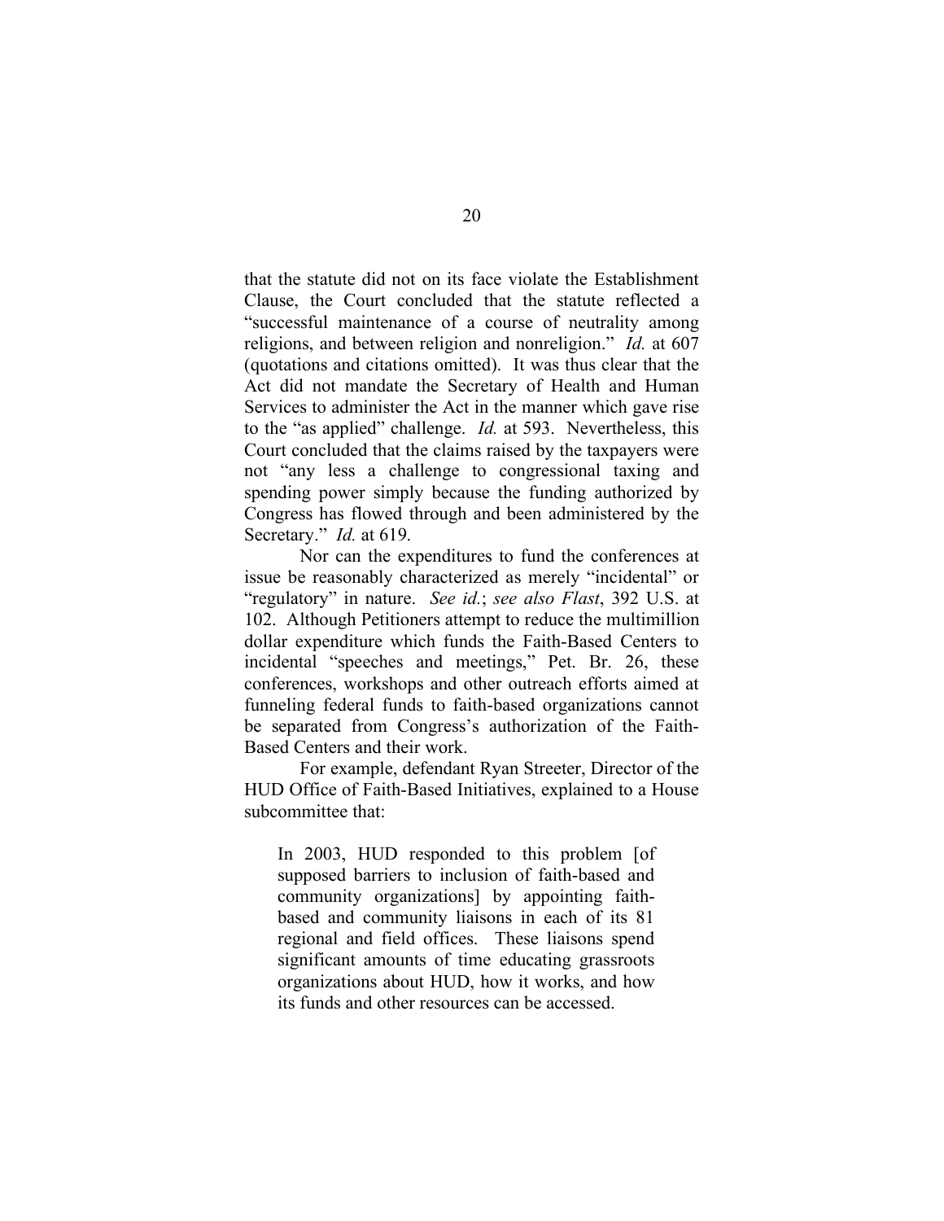that the statute did not on its face violate the Establishment Clause, the Court concluded that the statute reflected a "successful maintenance of a course of neutrality among religions, and between religion and nonreligion." *Id.* at 607 (quotations and citations omitted). It was thus clear that the Act did not mandate the Secretary of Health and Human Services to administer the Act in the manner which gave rise to the "as applied" challenge. *Id.* at 593. Nevertheless, this Court concluded that the claims raised by the taxpayers were not "any less a challenge to congressional taxing and spending power simply because the funding authorized by Congress has flowed through and been administered by the Secretary." *Id.* at 619.

Nor can the expenditures to fund the conferences at issue be reasonably characterized as merely "incidental" or "regulatory" in nature. *See id.*; *see also Flast*, 392 U.S. at 102. Although Petitioners attempt to reduce the multimillion dollar expenditure which funds the Faith-Based Centers to incidental "speeches and meetings," Pet. Br. 26, these conferences, workshops and other outreach efforts aimed at funneling federal funds to faith-based organizations cannot be separated from Congress's authorization of the Faith-Based Centers and their work.

For example, defendant Ryan Streeter, Director of the HUD Office of Faith-Based Initiatives, explained to a House subcommittee that:

> In 2003, HUD responded to this problem [of supposed barriers to inclusion of faith-based and community organizations] by appointing faith-based and community liaisons in each of its 81 regional and field offices. These liaisons spend significant amounts of time educating grassroots organizations about HUD, how it works, and how its funds and other resources can be accessed.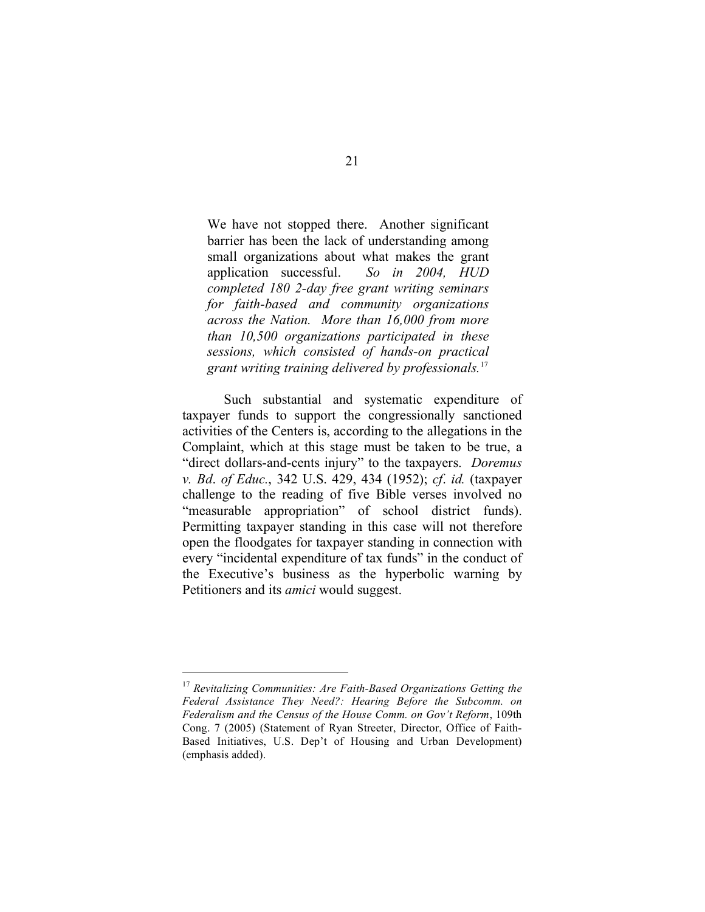> We have not stopped there. Another significant barrier has been the lack of understanding among small organizations about what makes the grant application successful. *So in 2004, HUD completed 180 2-day free grant writing seminars for faith-based and community organizations across the Nation. More than 16,000 from more than 10,500 organizations participated in these sessions, which consisted of hands-on practical grant writing training delivered by professionals.*[17]

Such substantial and systematic expenditure of taxpayer funds to support the congressionally sanctioned activities of the Centers is, according to the allegations in the Complaint, which at this stage must be taken to be true, a "direct dollars-and-cents injury" to the taxpayers. *Doremus v. Bd. of Educ.*, 342 U.S. 429, 434 (1952); *cf. id.* (taxpayer challenge to the reading of five Bible verses involved no "measurable appropriation" of school district funds). Permitting taxpayer standing in this case will not therefore open the floodgates for taxpayer standing in connection with every "incidental expenditure of tax funds" in the conduct of the Executive's business as the hyperbolic warning by Petitioners and its *amici* would suggest.

---

[17] *Revitalizing Communities: Are Faith-Based Organizations Getting the Federal Assistance They Need?: Hearing Before the Subcomm. on Federalism and the Census of the House Comm. on Gov't Reform*, 109th Cong. 7 (2005) (Statement of Ryan Streeter, Director, Office of Faith-Based Initiatives, U.S. Dep't of Housing and Urban Development) (emphasis added).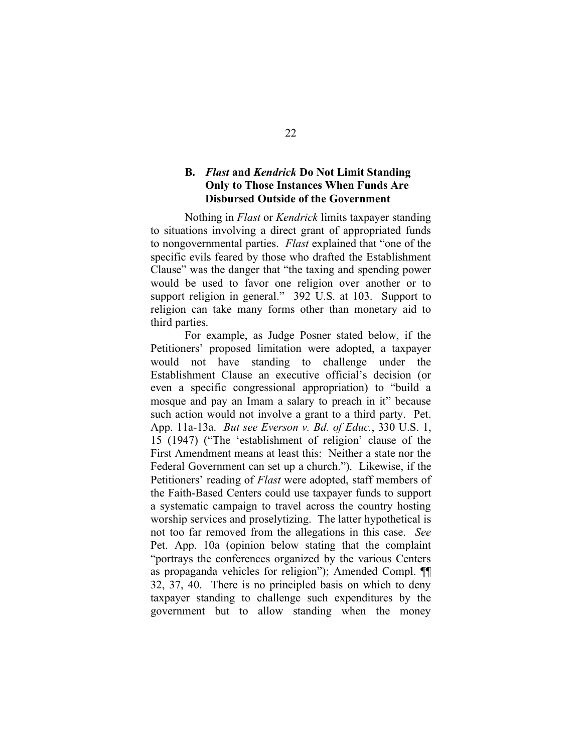### B. *Flast* and *Kendrick* Do Not Limit Standing Only to Those Instances When Funds Are Disbursed Outside of the Government

Nothing in *Flast* or *Kendrick* limits taxpayer standing to situations involving a direct grant of appropriated funds to nongovernmental parties. *Flast* explained that "one of the specific evils feared by those who drafted the Establishment Clause" was the danger that "the taxing and spending power would be used to favor one religion over another or to support religion in general." 392 U.S. at 103. Support to religion can take many forms other than monetary aid to third parties.

For example, as Judge Posner stated below, if the Petitioners' proposed limitation were adopted, a taxpayer would not have standing to challenge under the Establishment Clause an executive official's decision (or even a specific congressional appropriation) to "build a mosque and pay an Imam a salary to preach in it" because such action would not involve a grant to a third party. Pet. App. 11a-13a. *But see Everson v. Bd. of Educ.*, 330 U.S. 1, 15 (1947) ("The 'establishment of religion' clause of the First Amendment means at least this: Neither a state nor the Federal Government can set up a church."). Likewise, if the Petitioners' reading of *Flast* were adopted, staff members of the Faith-Based Centers could use taxpayer funds to support a systematic campaign to travel across the country hosting worship services and proselytizing. The latter hypothetical is not too far removed from the allegations in this case. *See* Pet. App. 10a (opinion below stating that the complaint "portrays the conferences organized by the various Centers as propaganda vehicles for religion"); Amended Compl. ¶¶ 32, 37, 40. There is no principled basis on which to deny taxpayer standing to challenge such expenditures by the government but to allow standing when the money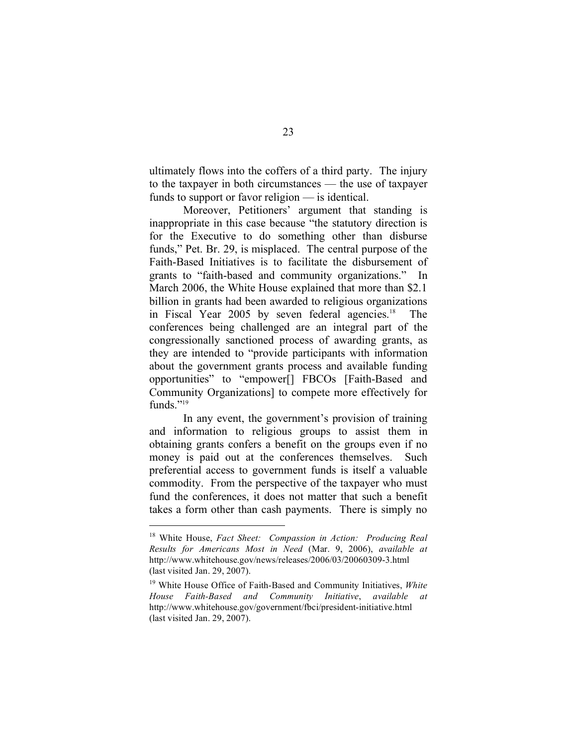ultimately flows into the coffers of a third party. The injury to the taxpayer in both circumstances — the use of taxpayer funds to support or favor religion — is identical.

Moreover, Petitioners' argument that standing is inappropriate in this case because "the statutory direction is for the Executive to do something other than disburse funds," Pet. Br. 29, is misplaced. The central purpose of the Faith-Based Initiatives is to facilitate the disbursement of grants to "faith-based and community organizations." In March 2006, the White House explained that more than $2.1 billion in grants had been awarded to religious organizations in Fiscal Year 2005 by seven federal agencies.[18] The conferences being challenged are an integral part of the congressionally sanctioned process of awarding grants, as they are intended to "provide participants with information about the government grants process and available funding opportunities" to "empower[] FBCOs [Faith-Based and Community Organizations] to compete more effectively for funds."[19]

In any event, the government's provision of training and information to religious groups to assist them in obtaining grants confers a benefit on the groups even if no money is paid out at the conferences themselves. Such preferential access to government funds is itself a valuable commodity. From the perspective of the taxpayer who must fund the conferences, it does not matter that such a benefit takes a form other than cash payments. There is simply no

---

[18] White House, *Fact Sheet: Compassion in Action: Producing Real Results for Americans Most in Need* (Mar. 9, 2006), *available at* http://www.whitehouse.gov/news/releases/2006/03/20060309-3.html (last visited Jan. 29, 2007).

[19] White House Office of Faith-Based and Community Initiatives, *White House Faith-Based and Community Initiative*, *available at* http://www.whitehouse.gov/government/fbci/president-initiative.html (last visited Jan. 29, 2007).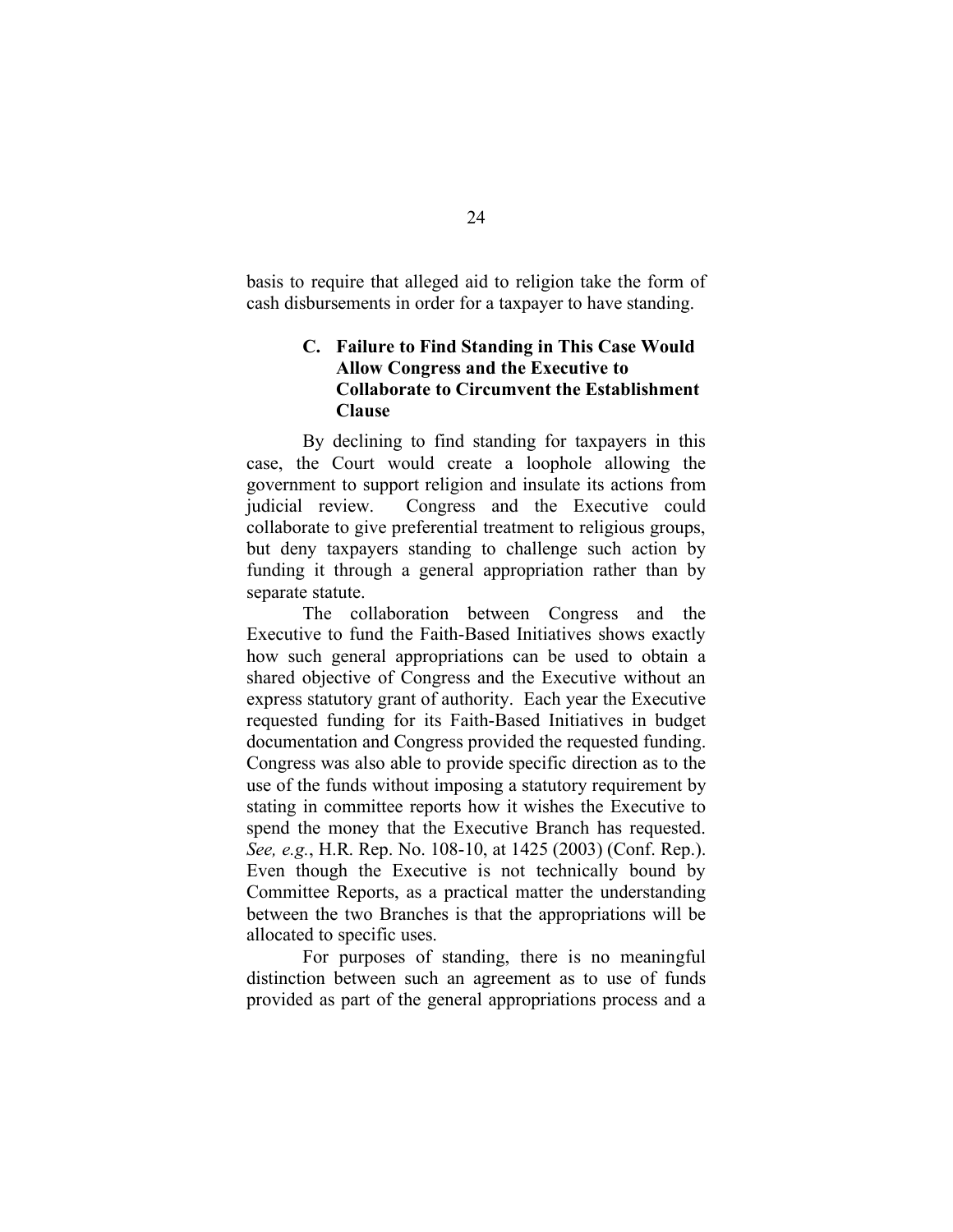basis to require that alleged aid to religion take the form of cash disbursements in order for a taxpayer to have standing.

### C. Failure to Find Standing in This Case Would Allow Congress and the Executive to Collaborate to Circumvent the Establishment Clause

By declining to find standing for taxpayers in this case, the Court would create a loophole allowing the government to support religion and insulate its actions from judicial review. Congress and the Executive could collaborate to give preferential treatment to religious groups, but deny taxpayers standing to challenge such action by funding it through a general appropriation rather than by separate statute.

The collaboration between Congress and the Executive to fund the Faith-Based Initiatives shows exactly how such general appropriations can be used to obtain a shared objective of Congress and the Executive without an express statutory grant of authority. Each year the Executive requested funding for its Faith-Based Initiatives in budget documentation and Congress provided the requested funding. Congress was also able to provide specific direction as to the use of the funds without imposing a statutory requirement by stating in committee reports how it wishes the Executive to spend the money that the Executive Branch has requested. *See, e.g.*, H.R. Rep. No. 108-10, at 1425 (2003) (Conf. Rep.). Even though the Executive is not technically bound by Committee Reports, as a practical matter the understanding between the two Branches is that the appropriations will be allocated to specific uses.

For purposes of standing, there is no meaningful distinction between such an agreement as to use of funds provided as part of the general appropriations process and a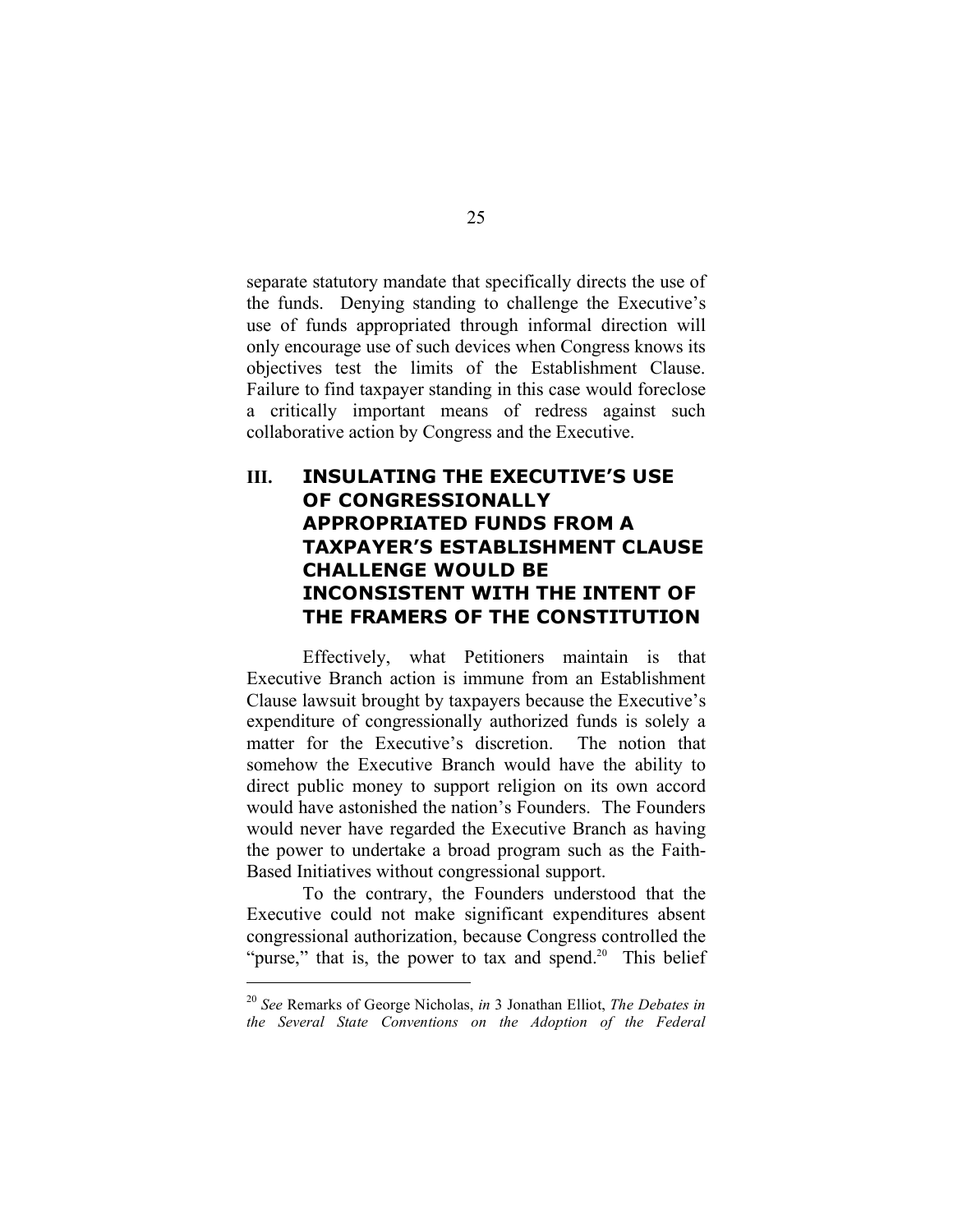separate statutory mandate that specifically directs the use of the funds. Denying standing to challenge the Executive's use of funds appropriated through informal direction will only encourage use of such devices when Congress knows its objectives test the limits of the Establishment Clause. Failure to find taxpayer standing in this case would foreclose a critically important means of redress against such collaborative action by Congress and the Executive.

## III. INSULATING THE EXECUTIVE'S USE OF CONGRESSIONALLY APPROPRIATED FUNDS FROM A TAXPAYER'S ESTABLISHMENT CLAUSE CHALLENGE WOULD BE INCONSISTENT WITH THE INTENT OF THE FRAMERS OF THE CONSTITUTION

Effectively, what Petitioners maintain is that Executive Branch action is immune from an Establishment Clause lawsuit brought by taxpayers because the Executive's expenditure of congressionally authorized funds is solely a matter for the Executive's discretion. The notion that somehow the Executive Branch would have the ability to direct public money to support religion on its own accord would have astonished the nation's Founders. The Founders would never have regarded the Executive Branch as having the power to undertake a broad program such as the Faith-Based Initiatives without congressional support.

To the contrary, the Founders understood that the Executive could not make significant expenditures absent congressional authorization, because Congress controlled the "purse," that is, the power to tax and spend.[20] This belief

---

[20] *See* Remarks of George Nicholas, *in* 3 Jonathan Elliot, *The Debates in the Several State Conventions on the Adoption of the Federal*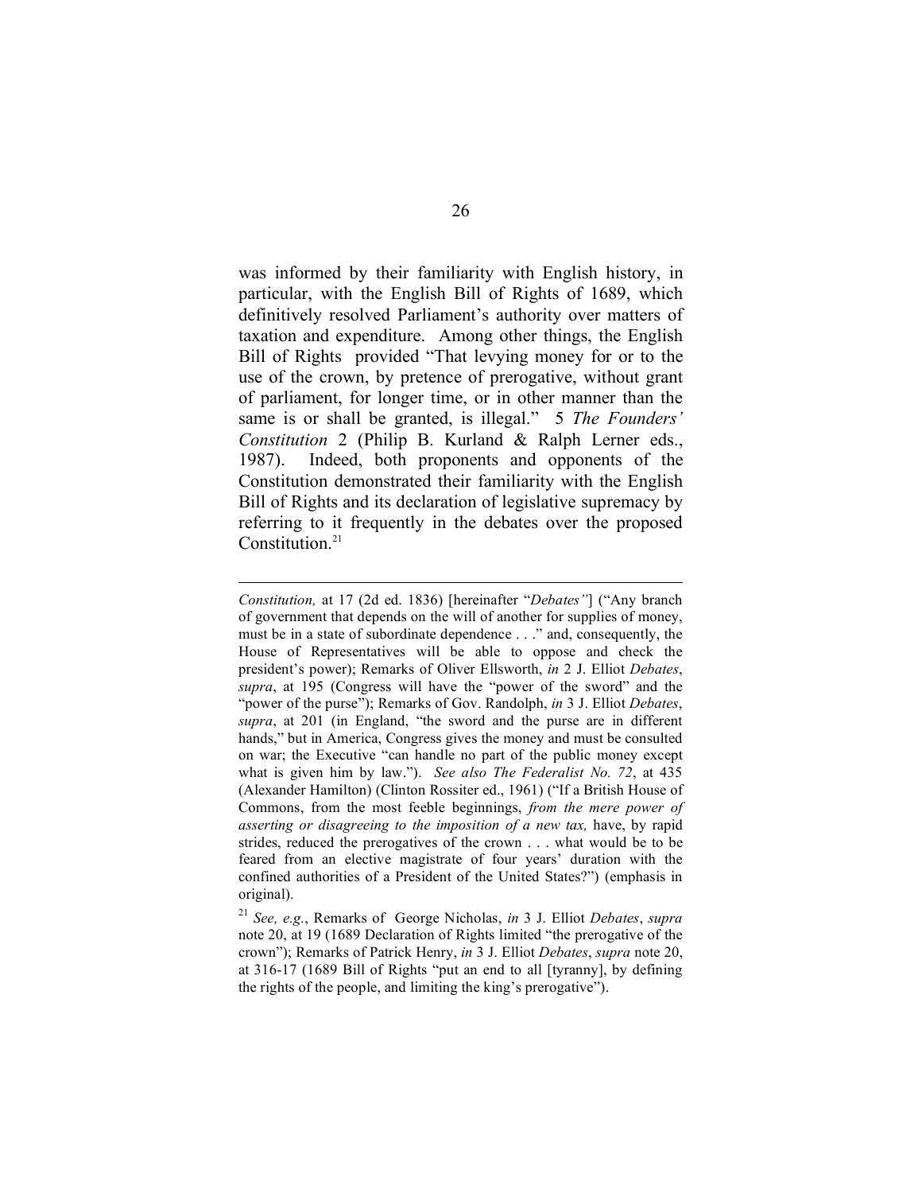was informed by their familiarity with English history, in particular, with the English Bill of Rights of 1689, which definitively resolved Parliament's authority over matters of taxation and expenditure. Among other things, the English Bill of Rights provided "That levying money for or to the use of the crown, by pretence of prerogative, without grant of parliament, for longer time, or in other manner than the same is or shall be granted, is illegal." 5 *The Founders' Constitution* 2 (Philip B. Kurland & Ralph Lerner eds., 1987). Indeed, both proponents and opponents of the Constitution demonstrated their familiarity with the English Bill of Rights and its declaration of legislative supremacy by referring to it frequently in the debates over the proposed Constitution.[21]

---

*Constitution,* at 17 (2d ed. 1836) [hereinafter "*Debates"*] ("Any branch of government that depends on the will of another for supplies of money, must be in a state of subordinate dependence . . ." and, consequently, the House of Representatives will be able to oppose and check the president's power); Remarks of Oliver Ellsworth, *in* 2 J. Elliot *Debates*, *supra*, at 195 (Congress will have the "power of the sword" and the "power of the purse"); Remarks of Gov. Randolph, *in* 3 J. Elliot *Debates*, *supra*, at 201 (in England, "the sword and the purse are in different hands," but in America, Congress gives the money and must be consulted on war; the Executive "can handle no part of the public money except what is given him by law."). *See also The Federalist No. 72*, at 435 (Alexander Hamilton) (Clinton Rossiter ed., 1961) ("If a British House of Commons, from the most feeble beginnings, *from the mere power of asserting or disagreeing to the imposition of a new tax,* have, by rapid strides, reduced the prerogatives of the crown . . . what would be to be feared from an elective magistrate of four years' duration with the confined authorities of a President of the United States?") (emphasis in original).

[21] *See, e.g.*, Remarks of George Nicholas, *in* 3 J. Elliot *Debates*, *supra* note 20, at 19 (1689 Declaration of Rights limited "the prerogative of the crown"); Remarks of Patrick Henry, *in* 3 J. Elliot *Debates*, *supra* note 20, at 316-17 (1689 Bill of Rights "put an end to all [tyranny], by defining the rights of the people, and limiting the king's prerogative").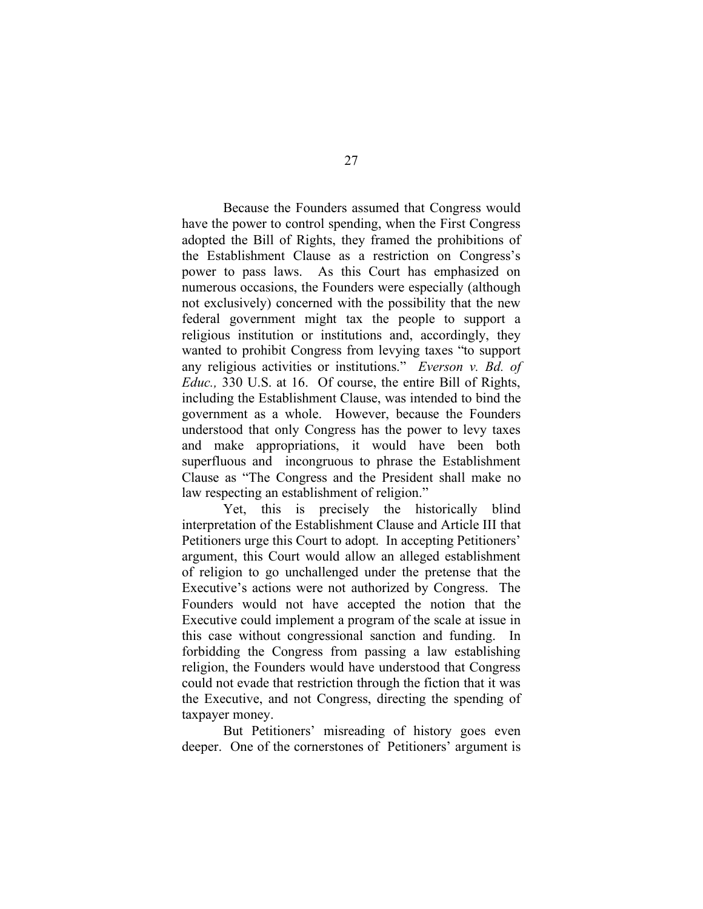Because the Founders assumed that Congress would have the power to control spending, when the First Congress adopted the Bill of Rights, they framed the prohibitions of the Establishment Clause as a restriction on Congress's power to pass laws. As this Court has emphasized on numerous occasions, the Founders were especially (although not exclusively) concerned with the possibility that the new federal government might tax the people to support a religious institution or institutions and, accordingly, they wanted to prohibit Congress from levying taxes "to support any religious activities or institutions." *Everson v. Bd. of Educ.,* 330 U.S. at 16. Of course, the entire Bill of Rights, including the Establishment Clause, was intended to bind the government as a whole. However, because the Founders understood that only Congress has the power to levy taxes and make appropriations, it would have been both superfluous and incongruous to phrase the Establishment Clause as "The Congress and the President shall make no law respecting an establishment of religion."

Yet, this is precisely the historically blind interpretation of the Establishment Clause and Article III that Petitioners urge this Court to adopt. In accepting Petitioners' argument, this Court would allow an alleged establishment of religion to go unchallenged under the pretense that the Executive's actions were not authorized by Congress. The Founders would not have accepted the notion that the Executive could implement a program of the scale at issue in this case without congressional sanction and funding. In forbidding the Congress from passing a law establishing religion, the Founders would have understood that Congress could not evade that restriction through the fiction that it was the Executive, and not Congress, directing the spending of taxpayer money.

But Petitioners' misreading of history goes even deeper. One of the cornerstones of Petitioners' argument is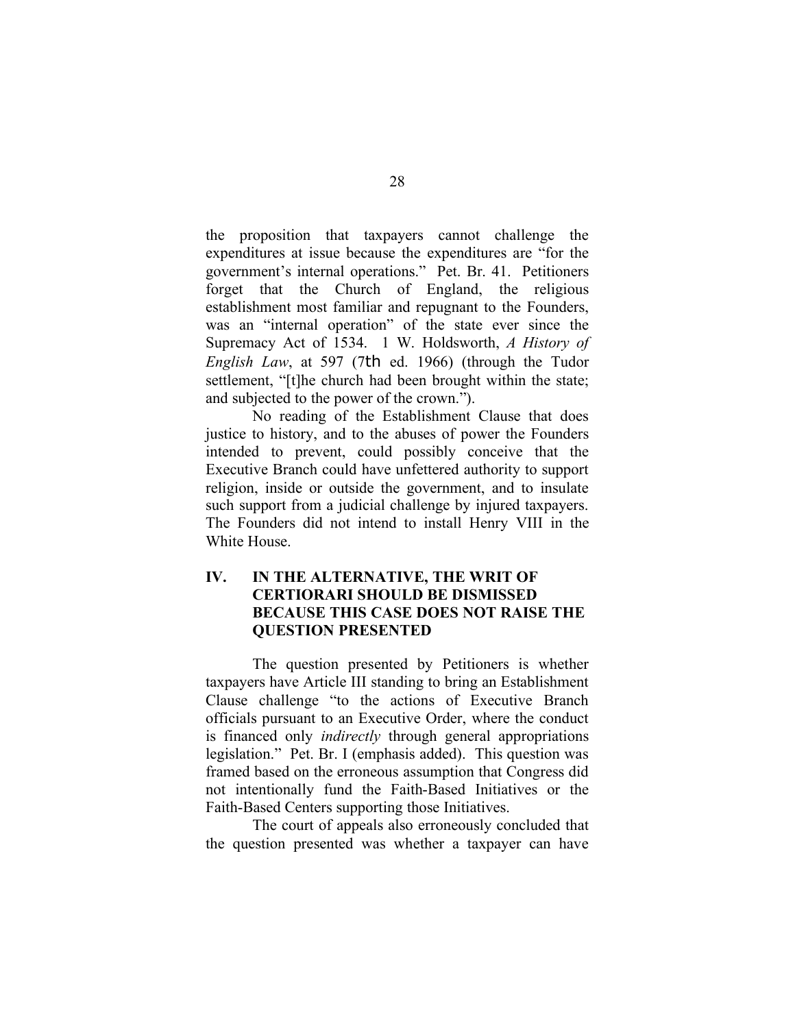the proposition that taxpayers cannot challenge the expenditures at issue because the expenditures are "for the government's internal operations." Pet. Br. 41. Petitioners forget that the Church of England, the religious establishment most familiar and repugnant to the Founders, was an "internal operation" of the state ever since the Supremacy Act of 1534. 1 W. Holdsworth, *A History of English Law*, at 597 (7th ed. 1966) (through the Tudor settlement, "[t]he church had been brought within the state; and subjected to the power of the crown.").

No reading of the Establishment Clause that does justice to history, and to the abuses of power the Founders intended to prevent, could possibly conceive that the Executive Branch could have unfettered authority to support religion, inside or outside the government, and to insulate such support from a judicial challenge by injured taxpayers. The Founders did not intend to install Henry VIII in the White House.

## IV. IN THE ALTERNATIVE, THE WRIT OF CERTIORARI SHOULD BE DISMISSED BECAUSE THIS CASE DOES NOT RAISE THE QUESTION PRESENTED

The question presented by Petitioners is whether taxpayers have Article III standing to bring an Establishment Clause challenge "to the actions of Executive Branch officials pursuant to an Executive Order, where the conduct is financed only *indirectly* through general appropriations legislation." Pet. Br. I (emphasis added). This question was framed based on the erroneous assumption that Congress did not intentionally fund the Faith-Based Initiatives or the Faith-Based Centers supporting those Initiatives.

The court of appeals also erroneously concluded that the question presented was whether a taxpayer can have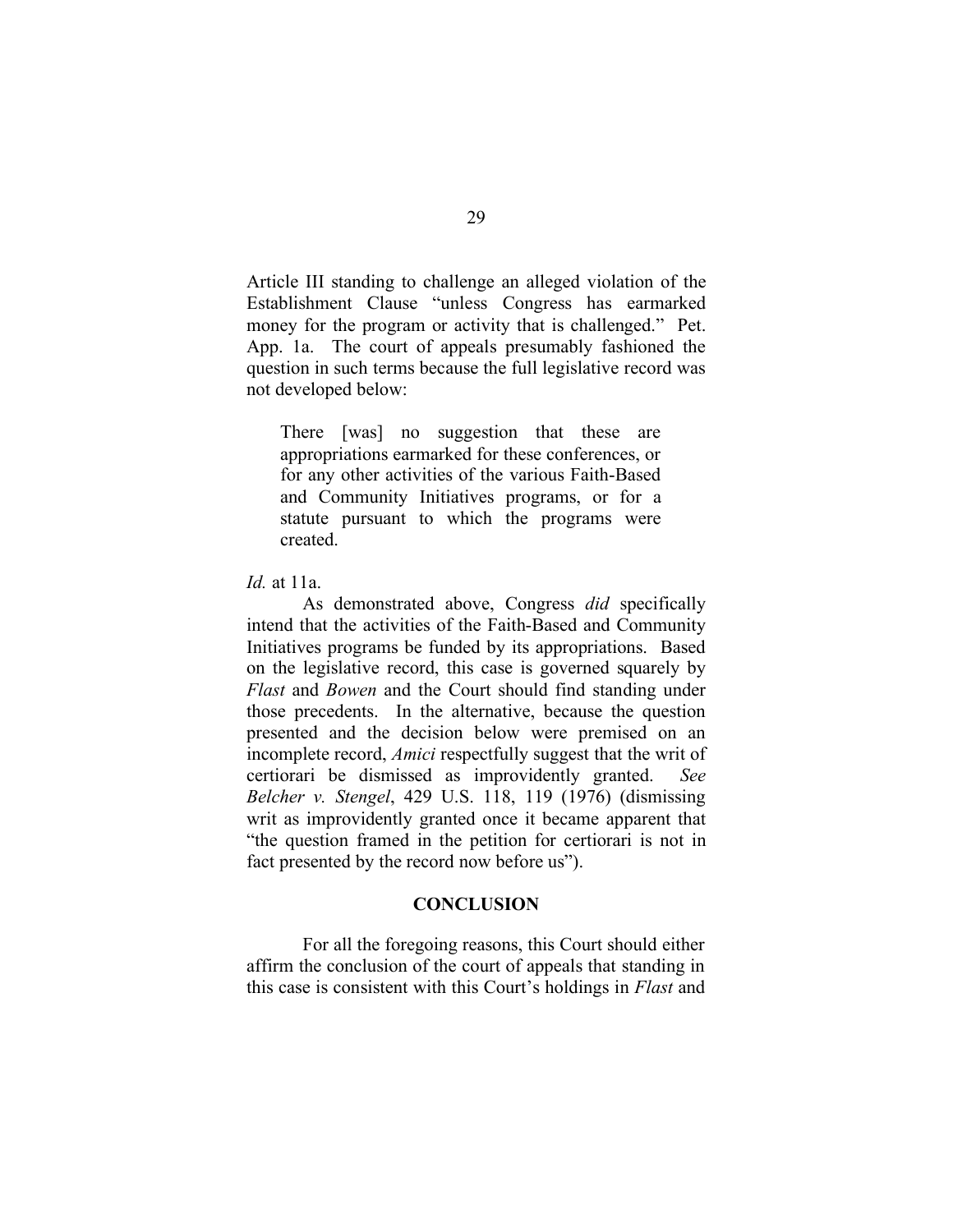Article III standing to challenge an alleged violation of the Establishment Clause "unless Congress has earmarked money for the program or activity that is challenged." Pet. App. 1a. The court of appeals presumably fashioned the question in such terms because the full legislative record was not developed below:

> There [was] no suggestion that these are appropriations earmarked for these conferences, or for any other activities of the various Faith-Based and Community Initiatives programs, or for a statute pursuant to which the programs were created.

*Id.* at 11a.

As demonstrated above, Congress *did* specifically intend that the activities of the Faith-Based and Community Initiatives programs be funded by its appropriations. Based on the legislative record, this case is governed squarely by *Flast* and *Bowen* and the Court should find standing under those precedents. In the alternative, because the question presented and the decision below were premised on an incomplete record, *Amici* respectfully suggest that the writ of certiorari be dismissed as improvidently granted. *See Belcher v. Stengel*, 429 U.S. 118, 119 (1976) (dismissing writ as improvidently granted once it became apparent that "the question framed in the petition for certiorari is not in fact presented by the record now before us").

## CONCLUSION

For all the foregoing reasons, this Court should either affirm the conclusion of the court of appeals that standing in this case is consistent with this Court's holdings in *Flast* and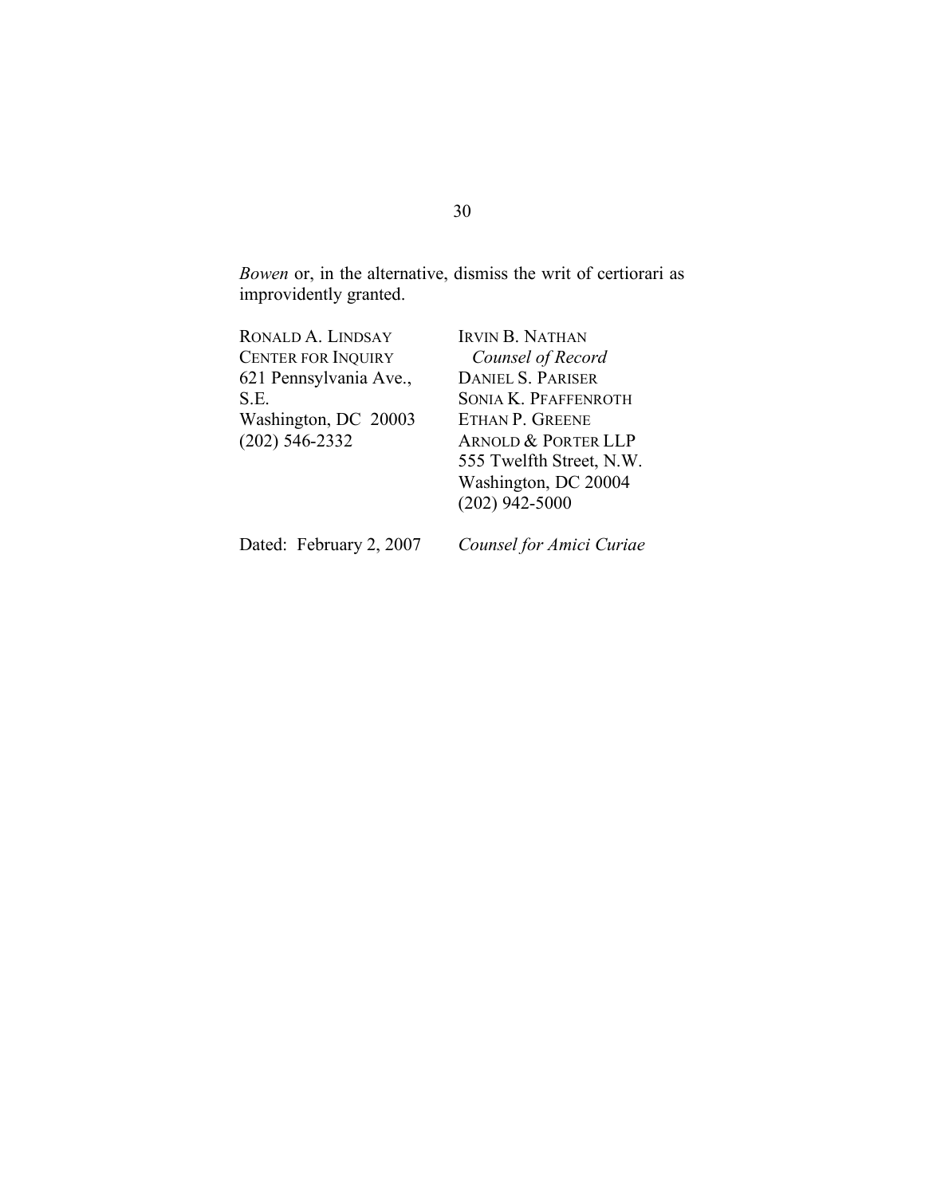*Bowen* or, in the alternative, dismiss the writ of certiorari as improvidently granted.

| | |
|---|---|
| RONALD A. LINDSAY | IRVIN B. NATHAN |
| CENTER FOR INQUIRY | *Counsel of Record* |
| 621 Pennsylvania Ave., S.E. | DANIEL S. PARISER |
| Washington, DC 20003 | SONIA K. PFAFFENROTH |
| (202) 546-2332 | ETHAN P. GREENE |
| | ARNOLD & PORTER LLP |
| | 555 Twelfth Street, N.W. |
| | Washington, DC 20004 |
| | (202) 942-5000 |
| Dated: February 2, 2007 | *Counsel for Amici Curiae* |